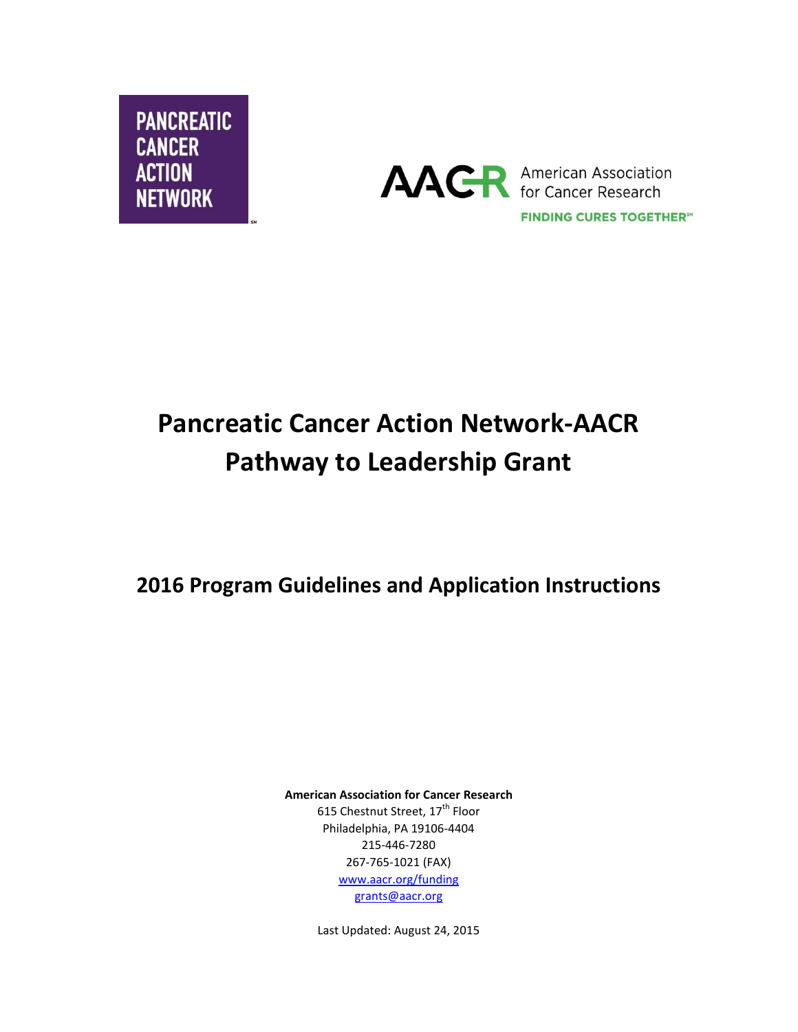PANCREATIC CANCER ACTION NETWORK

AACR American Association for Cancer Research

FINDING CURES TOGETHER℠

# Pancreatic Cancer Action Network-AACR Pathway to Leadership Grant

## 2016 Program Guidelines and Application Instructions

**American Association for Cancer Research**
615 Chestnut Street, 17th Floor
Philadelphia, PA 19106-4404
215-446-7280
267-765-1021 (FAX)
www.aacr.org/funding
grants@aacr.org

Last Updated: August 24, 2015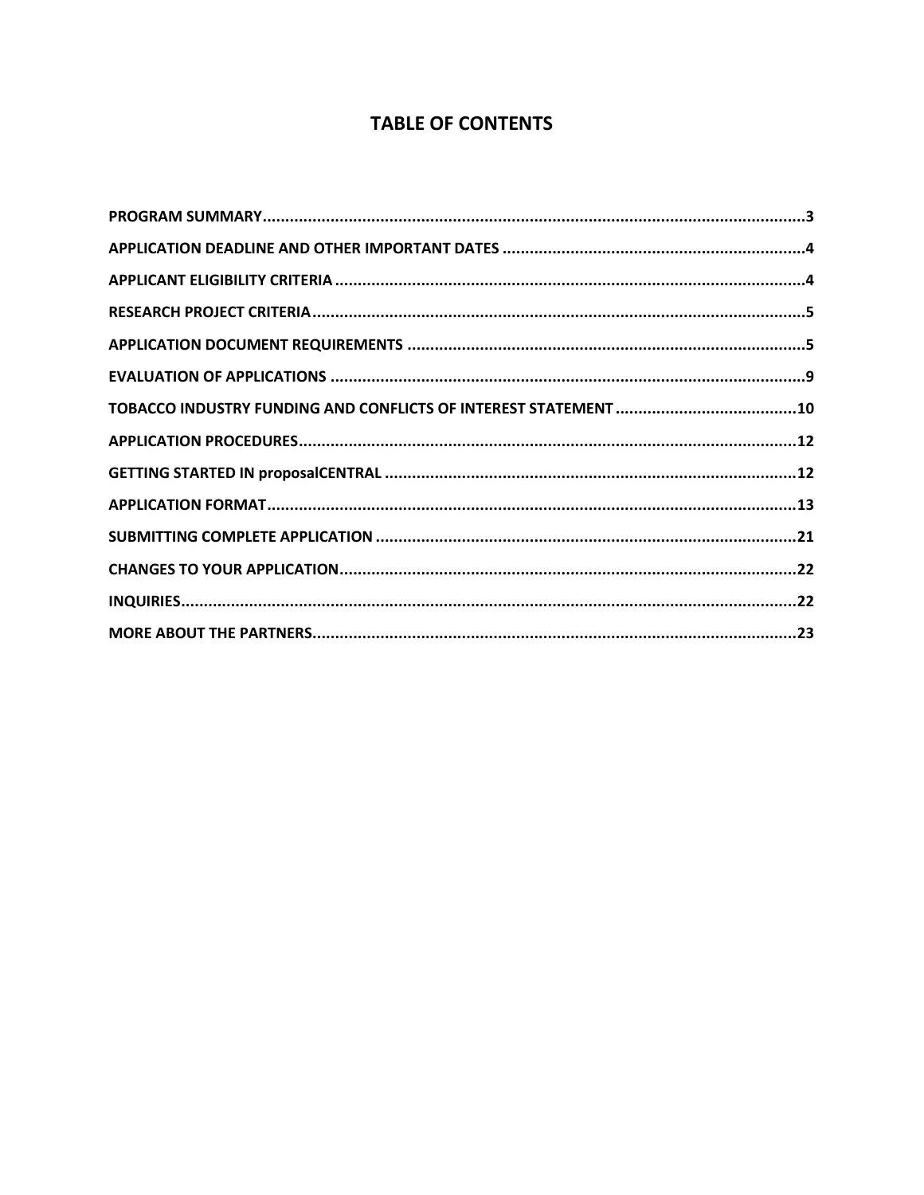# TABLE OF CONTENTS

**PROGRAM SUMMARY**....................................................................................................................3

**APPLICATION DEADLINE AND OTHER IMPORTANT DATES** ..................................................................4

**APPLICANT ELIGIBILITY CRITERIA** .......................................................................................................4

**RESEARCH PROJECT CRITERIA**............................................................................................................5

**APPLICATION DOCUMENT REQUIREMENTS** ........................................................................................5

**EVALUATION OF APPLICATIONS** .........................................................................................................9

**TOBACCO INDUSTRY FUNDING AND CONFLICTS OF INTEREST STATEMENT** ........................................10

**APPLICATION PROCEDURES**..............................................................................................................12

**GETTING STARTED IN proposalCENTRAL** ...........................................................................................12

**APPLICATION FORMAT**.....................................................................................................................13

**SUBMITTING COMPLETE APPLICATION** ............................................................................................21

**CHANGES TO YOUR APPLICATION**....................................................................................................22

**INQUIRIES**..........................................................................................................................................22

**MORE ABOUT THE PARTNERS**...........................................................................................................23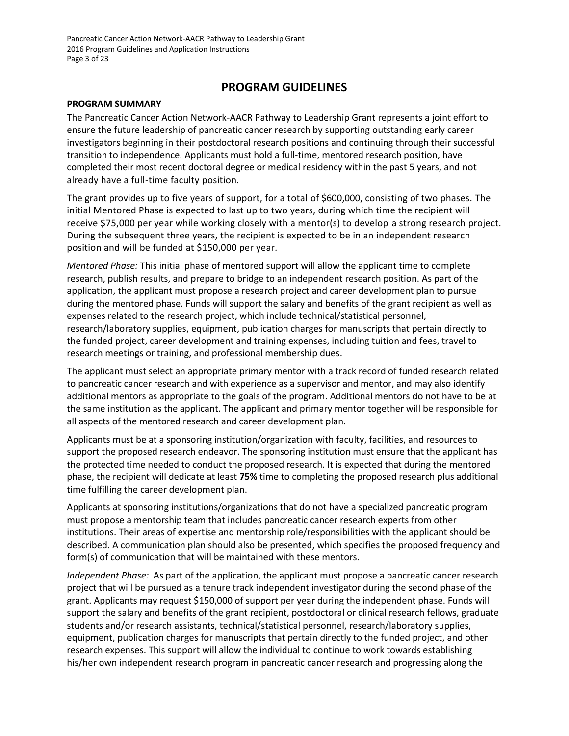# PROGRAM GUIDELINES

## PROGRAM SUMMARY

The Pancreatic Cancer Action Network-AACR Pathway to Leadership Grant represents a joint effort to ensure the future leadership of pancreatic cancer research by supporting outstanding early career investigators beginning in their postdoctoral research positions and continuing through their successful transition to independence. Applicants must hold a full-time, mentored research position, have completed their most recent doctoral degree or medical residency within the past 5 years, and not already have a full-time faculty position.

The grant provides up to five years of support, for a total of $600,000, consisting of two phases. The initial Mentored Phase is expected to last up to two years, during which time the recipient will receive $75,000 per year while working closely with a mentor(s) to develop a strong research project. During the subsequent three years, the recipient is expected to be in an independent research position and will be funded at $150,000 per year.

*Mentored Phase:* This initial phase of mentored support will allow the applicant time to complete research, publish results, and prepare to bridge to an independent research position. As part of the application, the applicant must propose a research project and career development plan to pursue during the mentored phase. Funds will support the salary and benefits of the grant recipient as well as expenses related to the research project, which include technical/statistical personnel, research/laboratory supplies, equipment, publication charges for manuscripts that pertain directly to the funded project, career development and training expenses, including tuition and fees, travel to research meetings or training, and professional membership dues.

The applicant must select an appropriate primary mentor with a track record of funded research related to pancreatic cancer research and with experience as a supervisor and mentor, and may also identify additional mentors as appropriate to the goals of the program. Additional mentors do not have to be at the same institution as the applicant. The applicant and primary mentor together will be responsible for all aspects of the mentored research and career development plan.

Applicants must be at a sponsoring institution/organization with faculty, facilities, and resources to support the proposed research endeavor. The sponsoring institution must ensure that the applicant has the protected time needed to conduct the proposed research. It is expected that during the mentored phase, the recipient will dedicate at least **75%** time to completing the proposed research plus additional time fulfilling the career development plan.

Applicants at sponsoring institutions/organizations that do not have a specialized pancreatic program must propose a mentorship team that includes pancreatic cancer research experts from other institutions. Their areas of expertise and mentorship role/responsibilities with the applicant should be described. A communication plan should also be presented, which specifies the proposed frequency and form(s) of communication that will be maintained with these mentors.

*Independent Phase:* As part of the application, the applicant must propose a pancreatic cancer research project that will be pursued as a tenure track independent investigator during the second phase of the grant. Applicants may request $150,000 of support per year during the independent phase. Funds will support the salary and benefits of the grant recipient, postdoctoral or clinical research fellows, graduate students and/or research assistants, technical/statistical personnel, research/laboratory supplies, equipment, publication charges for manuscripts that pertain directly to the funded project, and other research expenses. This support will allow the individual to continue to work towards establishing his/her own independent research program in pancreatic cancer research and progressing along the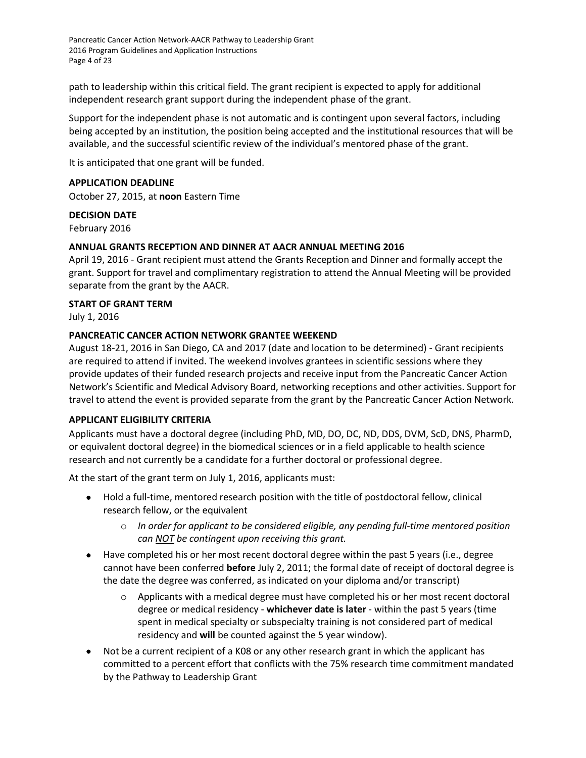path to leadership within this critical field. The grant recipient is expected to apply for additional independent research grant support during the independent phase of the grant.

Support for the independent phase is not automatic and is contingent upon several factors, including being accepted by an institution, the position being accepted and the institutional resources that will be available, and the successful scientific review of the individual's mentored phase of the grant.

It is anticipated that one grant will be funded.

**APPLICATION DEADLINE**
October 27, 2015, at **noon** Eastern Time

**DECISION DATE**
February 2016

**ANNUAL GRANTS RECEPTION AND DINNER AT AACR ANNUAL MEETING 2016**
April 19, 2016 - Grant recipient must attend the Grants Reception and Dinner and formally accept the grant. Support for travel and complimentary registration to attend the Annual Meeting will be provided separate from the grant by the AACR.

**START OF GRANT TERM**
July 1, 2016

**PANCREATIC CANCER ACTION NETWORK GRANTEE WEEKEND**
August 18-21, 2016 in San Diego, CA and 2017 (date and location to be determined) - Grant recipients are required to attend if invited. The weekend involves grantees in scientific sessions where they provide updates of their funded research projects and receive input from the Pancreatic Cancer Action Network's Scientific and Medical Advisory Board, networking receptions and other activities. Support for travel to attend the event is provided separate from the grant by the Pancreatic Cancer Action Network.

**APPLICANT ELIGIBILITY CRITERIA**
Applicants must have a doctoral degree (including PhD, MD, DO, DC, ND, DDS, DVM, ScD, DNS, PharmD, or equivalent doctoral degree) in the biomedical sciences or in a field applicable to health science research and not currently be a candidate for a further doctoral or professional degree.

At the start of the grant term on July 1, 2016, applicants must:

- Hold a full-time, mentored research position with the title of postdoctoral fellow, clinical research fellow, or the equivalent
  - *In order for applicant to be considered eligible, any pending full-time mentored position can NOT be contingent upon receiving this grant.*
- Have completed his or her most recent doctoral degree within the past 5 years (i.e., degree cannot have been conferred **before** July 2, 2011; the formal date of receipt of doctoral degree is the date the degree was conferred, as indicated on your diploma and/or transcript)
  - Applicants with a medical degree must have completed his or her most recent doctoral degree or medical residency - **whichever date is later** - within the past 5 years (time spent in medical specialty or subspecialty training is not considered part of medical residency and **will** be counted against the 5 year window).
- Not be a current recipient of a K08 or any other research grant in which the applicant has committed to a percent effort that conflicts with the 75% research time commitment mandated by the Pathway to Leadership Grant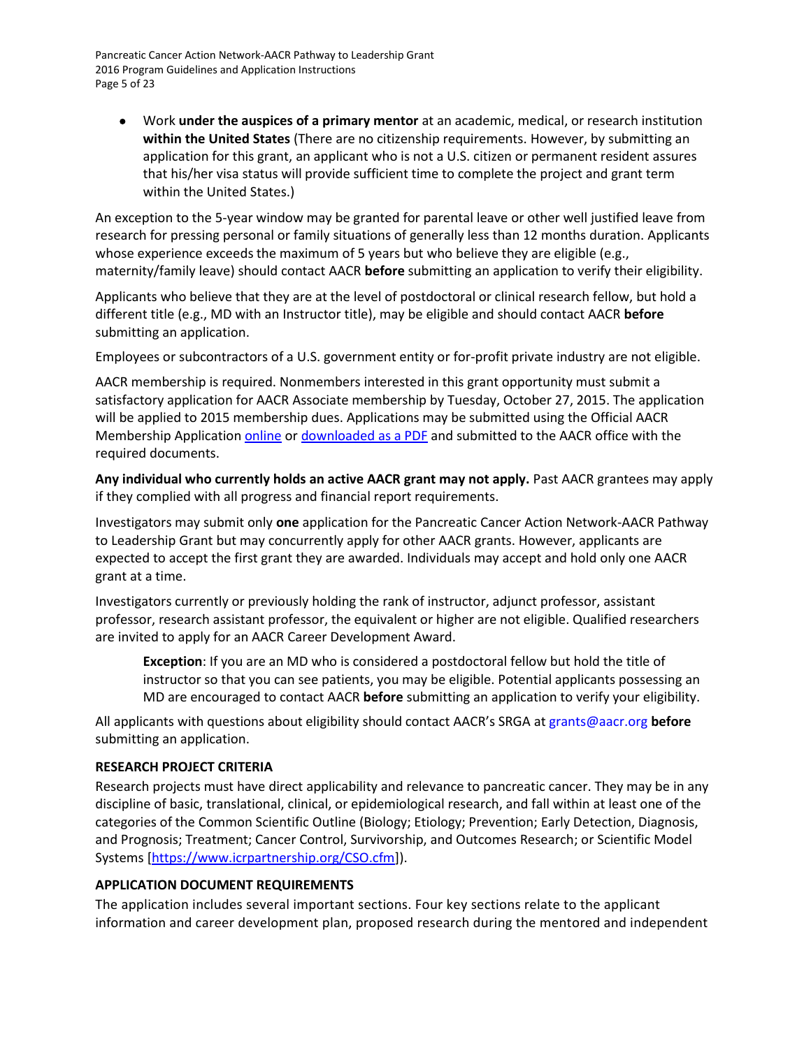- Work **under the auspices of a primary mentor** at an academic, medical, or research institution **within the United States** (There are no citizenship requirements. However, by submitting an application for this grant, an applicant who is not a U.S. citizen or permanent resident assures that his/her visa status will provide sufficient time to complete the project and grant term within the United States.)

An exception to the 5-year window may be granted for parental leave or other well justified leave from research for pressing personal or family situations of generally less than 12 months duration. Applicants whose experience exceeds the maximum of 5 years but who believe they are eligible (e.g., maternity/family leave) should contact AACR **before** submitting an application to verify their eligibility.

Applicants who believe that they are at the level of postdoctoral or clinical research fellow, but hold a different title (e.g., MD with an Instructor title), may be eligible and should contact AACR **before** submitting an application.

Employees or subcontractors of a U.S. government entity or for-profit private industry are not eligible.

AACR membership is required. Nonmembers interested in this grant opportunity must submit a satisfactory application for AACR Associate membership by Tuesday, October 27, 2015. The application will be applied to 2015 membership dues. Applications may be submitted using the Official AACR Membership Application online or downloaded as a PDF and submitted to the AACR office with the required documents.

**Any individual who currently holds an active AACR grant may not apply.** Past AACR grantees may apply if they complied with all progress and financial report requirements.

Investigators may submit only **one** application for the Pancreatic Cancer Action Network-AACR Pathway to Leadership Grant but may concurrently apply for other AACR grants. However, applicants are expected to accept the first grant they are awarded. Individuals may accept and hold only one AACR grant at a time.

Investigators currently or previously holding the rank of instructor, adjunct professor, assistant professor, research assistant professor, the equivalent or higher are not eligible. Qualified researchers are invited to apply for an AACR Career Development Award.

> **Exception**: If you are an MD who is considered a postdoctoral fellow but hold the title of instructor so that you can see patients, you may be eligible. Potential applicants possessing an MD are encouraged to contact AACR **before** submitting an application to verify your eligibility.

All applicants with questions about eligibility should contact AACR's SRGA at grants@aacr.org **before** submitting an application.

**RESEARCH PROJECT CRITERIA**

Research projects must have direct applicability and relevance to pancreatic cancer. They may be in any discipline of basic, translational, clinical, or epidemiological research, and fall within at least one of the categories of the Common Scientific Outline (Biology; Etiology; Prevention; Early Detection, Diagnosis, and Prognosis; Treatment; Cancer Control, Survivorship, and Outcomes Research; or Scientific Model Systems [https://www.icrpartnership.org/CSO.cfm]).

**APPLICATION DOCUMENT REQUIREMENTS**

The application includes several important sections. Four key sections relate to the applicant information and career development plan, proposed research during the mentored and independent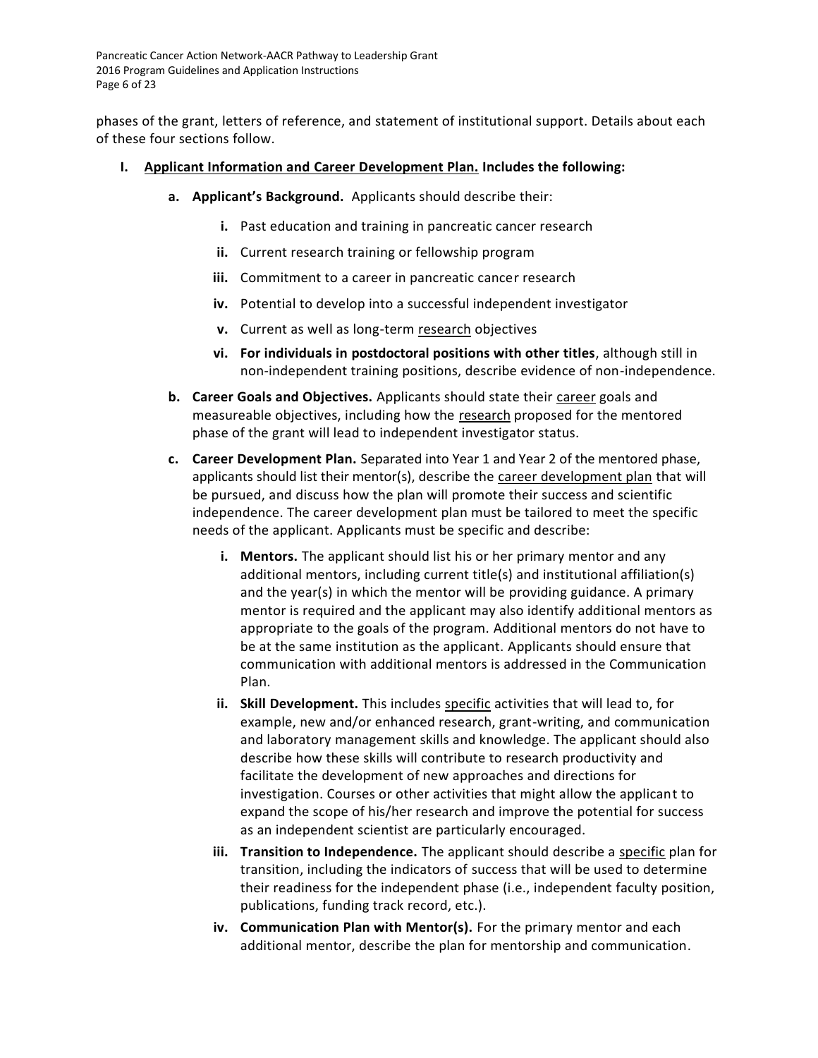phases of the grant, letters of reference, and statement of institutional support. Details about each of these four sections follow.

I. **Applicant Information and Career Development Plan. Includes the following:**

   a. **Applicant's Background.** Applicants should describe their:

      i. Past education and training in pancreatic cancer research

      ii. Current research training or fellowship program

      iii. Commitment to a career in pancreatic cancer research

      iv. Potential to develop into a successful independent investigator

      v. Current as well as long-term research objectives

      vi. **For individuals in postdoctoral positions with other titles**, although still in non-independent training positions, describe evidence of non-independence.

   b. **Career Goals and Objectives.** Applicants should state their career goals and measureable objectives, including how the research proposed for the mentored phase of the grant will lead to independent investigator status.

   c. **Career Development Plan.** Separated into Year 1 and Year 2 of the mentored phase, applicants should list their mentor(s), describe the career development plan that will be pursued, and discuss how the plan will promote their success and scientific independence. The career development plan must be tailored to meet the specific needs of the applicant. Applicants must be specific and describe:

      i. **Mentors.** The applicant should list his or her primary mentor and any additional mentors, including current title(s) and institutional affiliation(s) and the year(s) in which the mentor will be providing guidance. A primary mentor is required and the applicant may also identify additional mentors as appropriate to the goals of the program. Additional mentors do not have to be at the same institution as the applicant. Applicants should ensure that communication with additional mentors is addressed in the Communication Plan.

      ii. **Skill Development.** This includes specific activities that will lead to, for example, new and/or enhanced research, grant-writing, and communication and laboratory management skills and knowledge. The applicant should also describe how these skills will contribute to research productivity and facilitate the development of new approaches and directions for investigation. Courses or other activities that might allow the applicant to expand the scope of his/her research and improve the potential for success as an independent scientist are particularly encouraged.

      iii. **Transition to Independence.** The applicant should describe a specific plan for transition, including the indicators of success that will be used to determine their readiness for the independent phase (i.e., independent faculty position, publications, funding track record, etc.).

      iv. **Communication Plan with Mentor(s).** For the primary mentor and each additional mentor, describe the plan for mentorship and communication.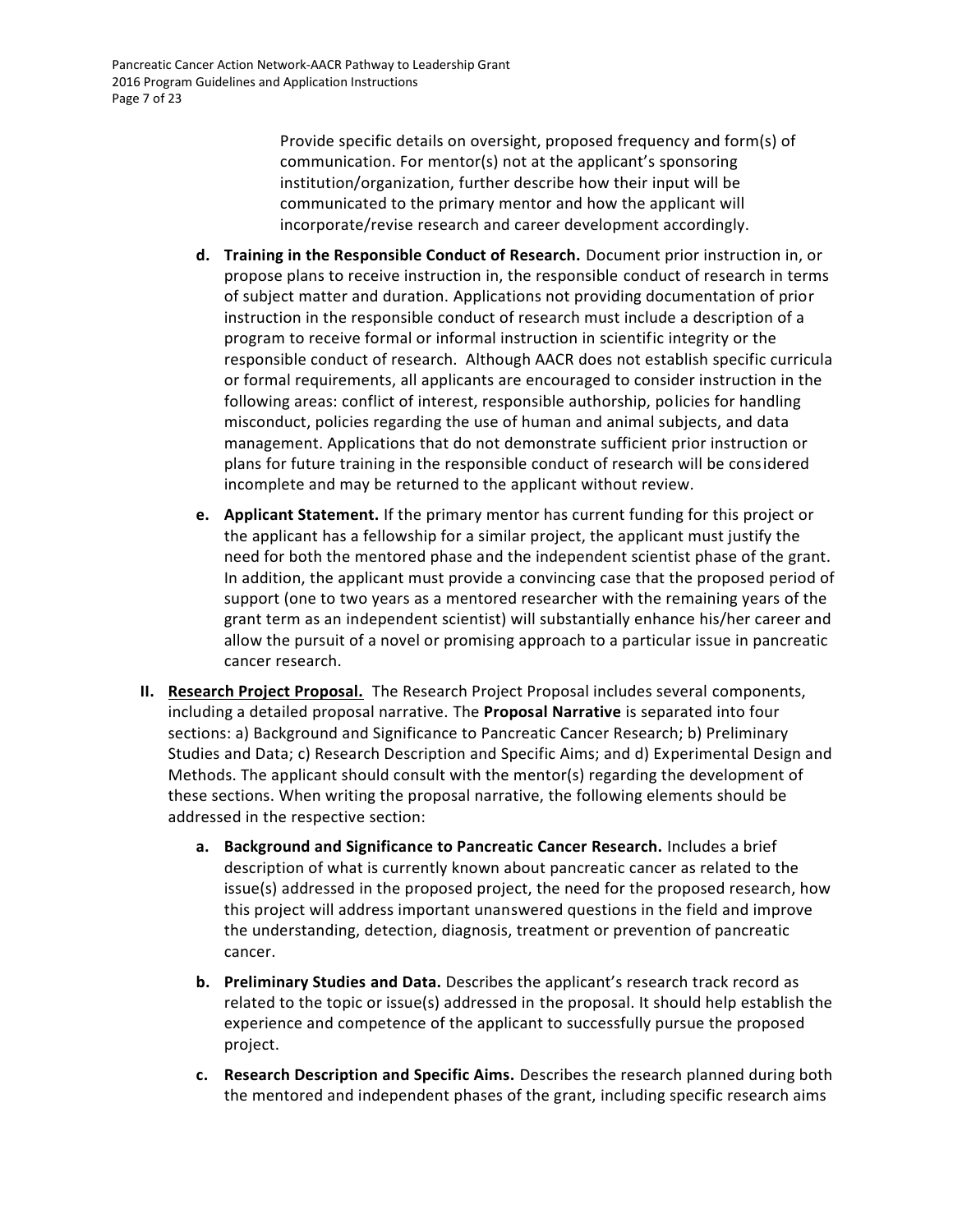Provide specific details on oversight, proposed frequency and form(s) of communication. For mentor(s) not at the applicant's sponsoring institution/organization, further describe how their input will be communicated to the primary mentor and how the applicant will incorporate/revise research and career development accordingly.

d. **Training in the Responsible Conduct of Research.** Document prior instruction in, or propose plans to receive instruction in, the responsible conduct of research in terms of subject matter and duration. Applications not providing documentation of prior instruction in the responsible conduct of research must include a description of a program to receive formal or informal instruction in scientific integrity or the responsible conduct of research. Although AACR does not establish specific curricula or formal requirements, all applicants are encouraged to consider instruction in the following areas: conflict of interest, responsible authorship, policies for handling misconduct, policies regarding the use of human and animal subjects, and data management. Applications that do not demonstrate sufficient prior instruction or plans for future training in the responsible conduct of research will be considered incomplete and may be returned to the applicant without review.

e. **Applicant Statement.** If the primary mentor has current funding for this project or the applicant has a fellowship for a similar project, the applicant must justify the need for both the mentored phase and the independent scientist phase of the grant. In addition, the applicant must provide a convincing case that the proposed period of support (one to two years as a mentored researcher with the remaining years of the grant term as an independent scientist) will substantially enhance his/her career and allow the pursuit of a novel or promising approach to a particular issue in pancreatic cancer research.

II. **Research Project Proposal.** The Research Project Proposal includes several components, including a detailed proposal narrative. The **Proposal Narrative** is separated into four sections: a) Background and Significance to Pancreatic Cancer Research; b) Preliminary Studies and Data; c) Research Description and Specific Aims; and d) Experimental Design and Methods. The applicant should consult with the mentor(s) regarding the development of these sections. When writing the proposal narrative, the following elements should be addressed in the respective section:

a. **Background and Significance to Pancreatic Cancer Research.** Includes a brief description of what is currently known about pancreatic cancer as related to the issue(s) addressed in the proposed project, the need for the proposed research, how this project will address important unanswered questions in the field and improve the understanding, detection, diagnosis, treatment or prevention of pancreatic cancer.

b. **Preliminary Studies and Data.** Describes the applicant's research track record as related to the topic or issue(s) addressed in the proposal. It should help establish the experience and competence of the applicant to successfully pursue the proposed project.

c. **Research Description and Specific Aims.** Describes the research planned during both the mentored and independent phases of the grant, including specific research aims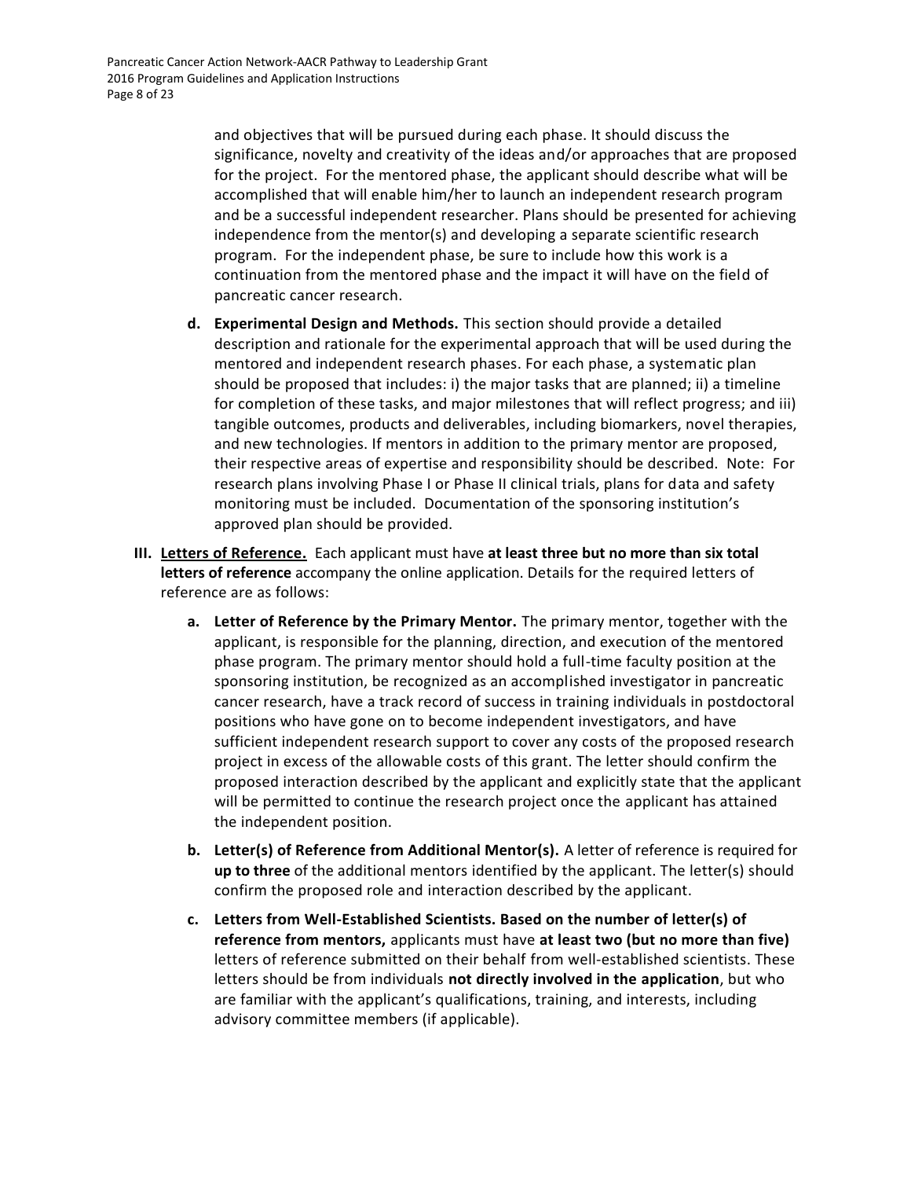and objectives that will be pursued during each phase. It should discuss the significance, novelty and creativity of the ideas and/or approaches that are proposed for the project. For the mentored phase, the applicant should describe what will be accomplished that will enable him/her to launch an independent research program and be a successful independent researcher. Plans should be presented for achieving independence from the mentor(s) and developing a separate scientific research program. For the independent phase, be sure to include how this work is a continuation from the mentored phase and the impact it will have on the field of pancreatic cancer research.

d. **Experimental Design and Methods.** This section should provide a detailed description and rationale for the experimental approach that will be used during the mentored and independent research phases. For each phase, a systematic plan should be proposed that includes: i) the major tasks that are planned; ii) a timeline for completion of these tasks, and major milestones that will reflect progress; and iii) tangible outcomes, products and deliverables, including biomarkers, novel therapies, and new technologies. If mentors in addition to the primary mentor are proposed, their respective areas of expertise and responsibility should be described. Note: For research plans involving Phase I or Phase II clinical trials, plans for data and safety monitoring must be included. Documentation of the sponsoring institution's approved plan should be provided.

III. **Letters of Reference.** Each applicant must have **at least three but no more than six total letters of reference** accompany the online application. Details for the required letters of reference are as follows:

a. **Letter of Reference by the Primary Mentor.** The primary mentor, together with the applicant, is responsible for the planning, direction, and execution of the mentored phase program. The primary mentor should hold a full-time faculty position at the sponsoring institution, be recognized as an accomplished investigator in pancreatic cancer research, have a track record of success in training individuals in postdoctoral positions who have gone on to become independent investigators, and have sufficient independent research support to cover any costs of the proposed research project in excess of the allowable costs of this grant. The letter should confirm the proposed interaction described by the applicant and explicitly state that the applicant will be permitted to continue the research project once the applicant has attained the independent position.

b. **Letter(s) of Reference from Additional Mentor(s).** A letter of reference is required for **up to three** of the additional mentors identified by the applicant. The letter(s) should confirm the proposed role and interaction described by the applicant.

c. **Letters from Well-Established Scientists. Based on the number of letter(s) of reference from mentors,** applicants must have **at least two (but no more than five)** letters of reference submitted on their behalf from well-established scientists. These letters should be from individuals **not directly involved in the application**, but who are familiar with the applicant's qualifications, training, and interests, including advisory committee members (if applicable).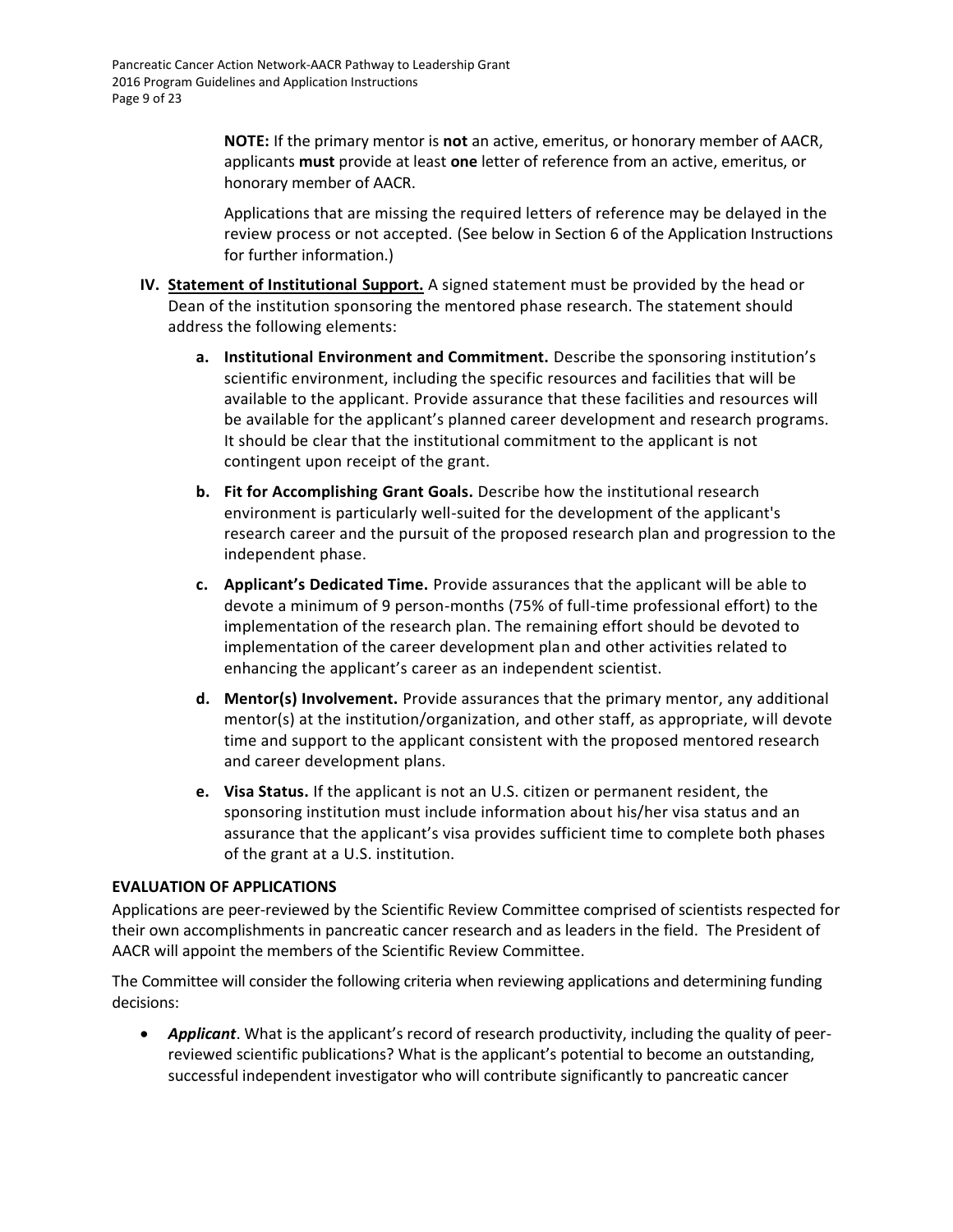**NOTE:** If the primary mentor is **not** an active, emeritus, or honorary member of AACR, applicants **must** provide at least **one** letter of reference from an active, emeritus, or honorary member of AACR.

Applications that are missing the required letters of reference may be delayed in the review process or not accepted. (See below in Section 6 of the Application Instructions for further information.)

**IV. <u>Statement of Institutional Support.</u>** A signed statement must be provided by the head or Dean of the institution sponsoring the mentored phase research. The statement should address the following elements:

   **a. Institutional Environment and Commitment.** Describe the sponsoring institution's scientific environment, including the specific resources and facilities that will be available to the applicant. Provide assurance that these facilities and resources will be available for the applicant's planned career development and research programs. It should be clear that the institutional commitment to the applicant is not contingent upon receipt of the grant.

   **b. Fit for Accomplishing Grant Goals.** Describe how the institutional research environment is particularly well-suited for the development of the applicant's research career and the pursuit of the proposed research plan and progression to the independent phase.

   **c. Applicant's Dedicated Time.** Provide assurances that the applicant will be able to devote a minimum of 9 person-months (75% of full-time professional effort) to the implementation of the research plan. The remaining effort should be devoted to implementation of the career development plan and other activities related to enhancing the applicant's career as an independent scientist.

   **d. Mentor(s) Involvement.** Provide assurances that the primary mentor, any additional mentor(s) at the institution/organization, and other staff, as appropriate, will devote time and support to the applicant consistent with the proposed mentored research and career development plans.

   **e. Visa Status.** If the applicant is not an U.S. citizen or permanent resident, the sponsoring institution must include information about his/her visa status and an assurance that the applicant's visa provides sufficient time to complete both phases of the grant at a U.S. institution.

**EVALUATION OF APPLICATIONS**

Applications are peer-reviewed by the Scientific Review Committee comprised of scientists respected for their own accomplishments in pancreatic cancer research and as leaders in the field. The President of AACR will appoint the members of the Scientific Review Committee.

The Committee will consider the following criteria when reviewing applications and determining funding decisions:

- ***Applicant***. What is the applicant's record of research productivity, including the quality of peer-reviewed scientific publications? What is the applicant's potential to become an outstanding, successful independent investigator who will contribute significantly to pancreatic cancer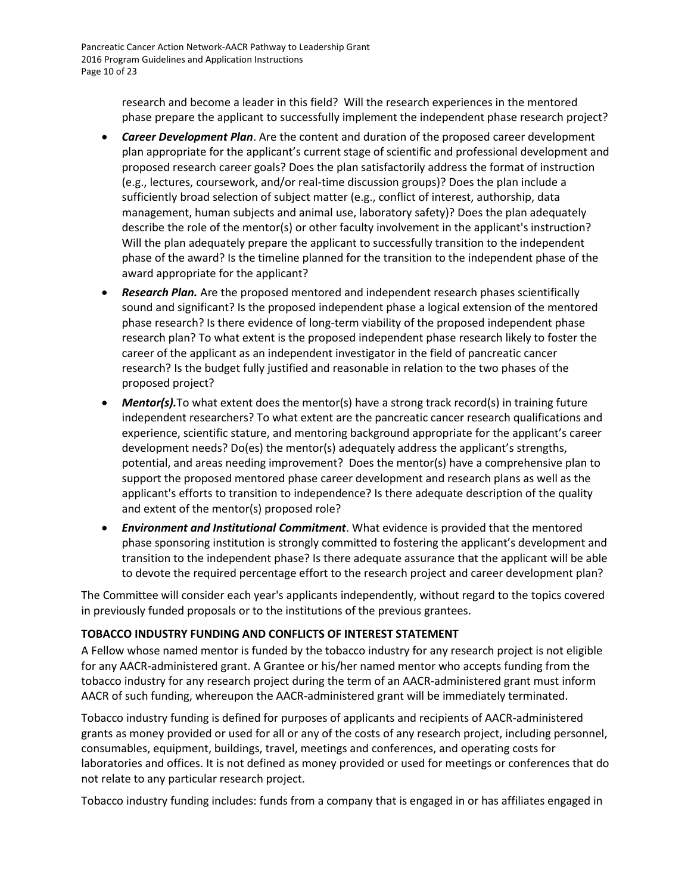research and become a leader in this field? Will the research experiences in the mentored phase prepare the applicant to successfully implement the independent phase research project?

- ***Career Development Plan***. Are the content and duration of the proposed career development plan appropriate for the applicant's current stage of scientific and professional development and proposed research career goals? Does the plan satisfactorily address the format of instruction (e.g., lectures, coursework, and/or real-time discussion groups)? Does the plan include a sufficiently broad selection of subject matter (e.g., conflict of interest, authorship, data management, human subjects and animal use, laboratory safety)? Does the plan adequately describe the role of the mentor(s) or other faculty involvement in the applicant's instruction? Will the plan adequately prepare the applicant to successfully transition to the independent phase of the award? Is the timeline planned for the transition to the independent phase of the award appropriate for the applicant?
- ***Research Plan.*** Are the proposed mentored and independent research phases scientifically sound and significant? Is the proposed independent phase a logical extension of the mentored phase research? Is there evidence of long-term viability of the proposed independent phase research plan? To what extent is the proposed independent phase research likely to foster the career of the applicant as an independent investigator in the field of pancreatic cancer research? Is the budget fully justified and reasonable in relation to the two phases of the proposed project?
- ***Mentor(s).*** To what extent does the mentor(s) have a strong track record(s) in training future independent researchers? To what extent are the pancreatic cancer research qualifications and experience, scientific stature, and mentoring background appropriate for the applicant's career development needs? Do(es) the mentor(s) adequately address the applicant's strengths, potential, and areas needing improvement? Does the mentor(s) have a comprehensive plan to support the proposed mentored phase career development and research plans as well as the applicant's efforts to transition to independence? Is there adequate description of the quality and extent of the mentor(s) proposed role?
- ***Environment and Institutional Commitment***. What evidence is provided that the mentored phase sponsoring institution is strongly committed to fostering the applicant's development and transition to the independent phase? Is there adequate assurance that the applicant will be able to devote the required percentage effort to the research project and career development plan?

The Committee will consider each year's applicants independently, without regard to the topics covered in previously funded proposals or to the institutions of the previous grantees.

**TOBACCO INDUSTRY FUNDING AND CONFLICTS OF INTEREST STATEMENT**

A Fellow whose named mentor is funded by the tobacco industry for any research project is not eligible for any AACR-administered grant. A Grantee or his/her named mentor who accepts funding from the tobacco industry for any research project during the term of an AACR-administered grant must inform AACR of such funding, whereupon the AACR-administered grant will be immediately terminated.

Tobacco industry funding is defined for purposes of applicants and recipients of AACR-administered grants as money provided or used for all or any of the costs of any research project, including personnel, consumables, equipment, buildings, travel, meetings and conferences, and operating costs for laboratories and offices. It is not defined as money provided or used for meetings or conferences that do not relate to any particular research project.

Tobacco industry funding includes: funds from a company that is engaged in or has affiliates engaged in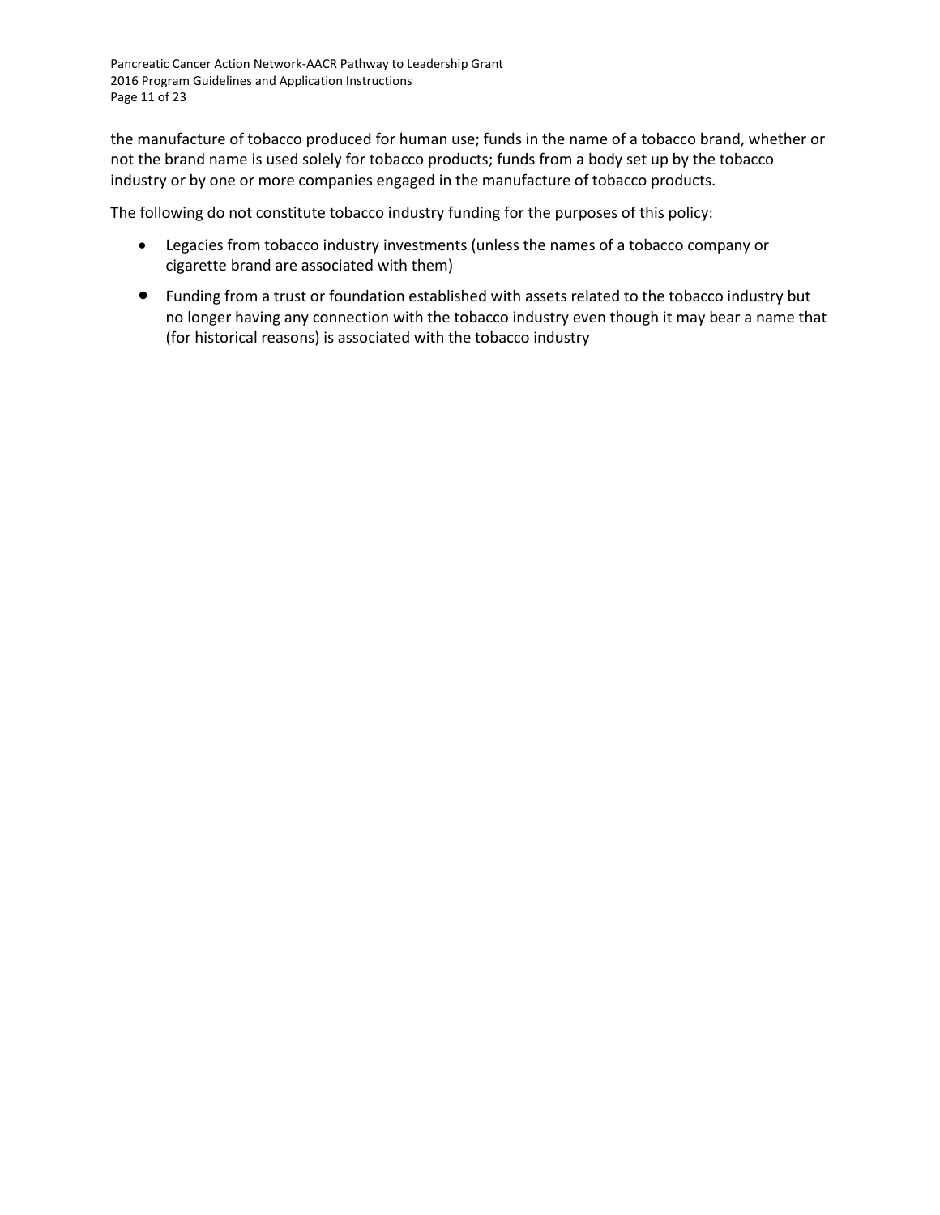the manufacture of tobacco produced for human use; funds in the name of a tobacco brand, whether or not the brand name is used solely for tobacco products; funds from a body set up by the tobacco industry or by one or more companies engaged in the manufacture of tobacco products.

The following do not constitute tobacco industry funding for the purposes of this policy:

- Legacies from tobacco industry investments (unless the names of a tobacco company or cigarette brand are associated with them)
- Funding from a trust or foundation established with assets related to the tobacco industry but no longer having any connection with the tobacco industry even though it may bear a name that (for historical reasons) is associated with the tobacco industry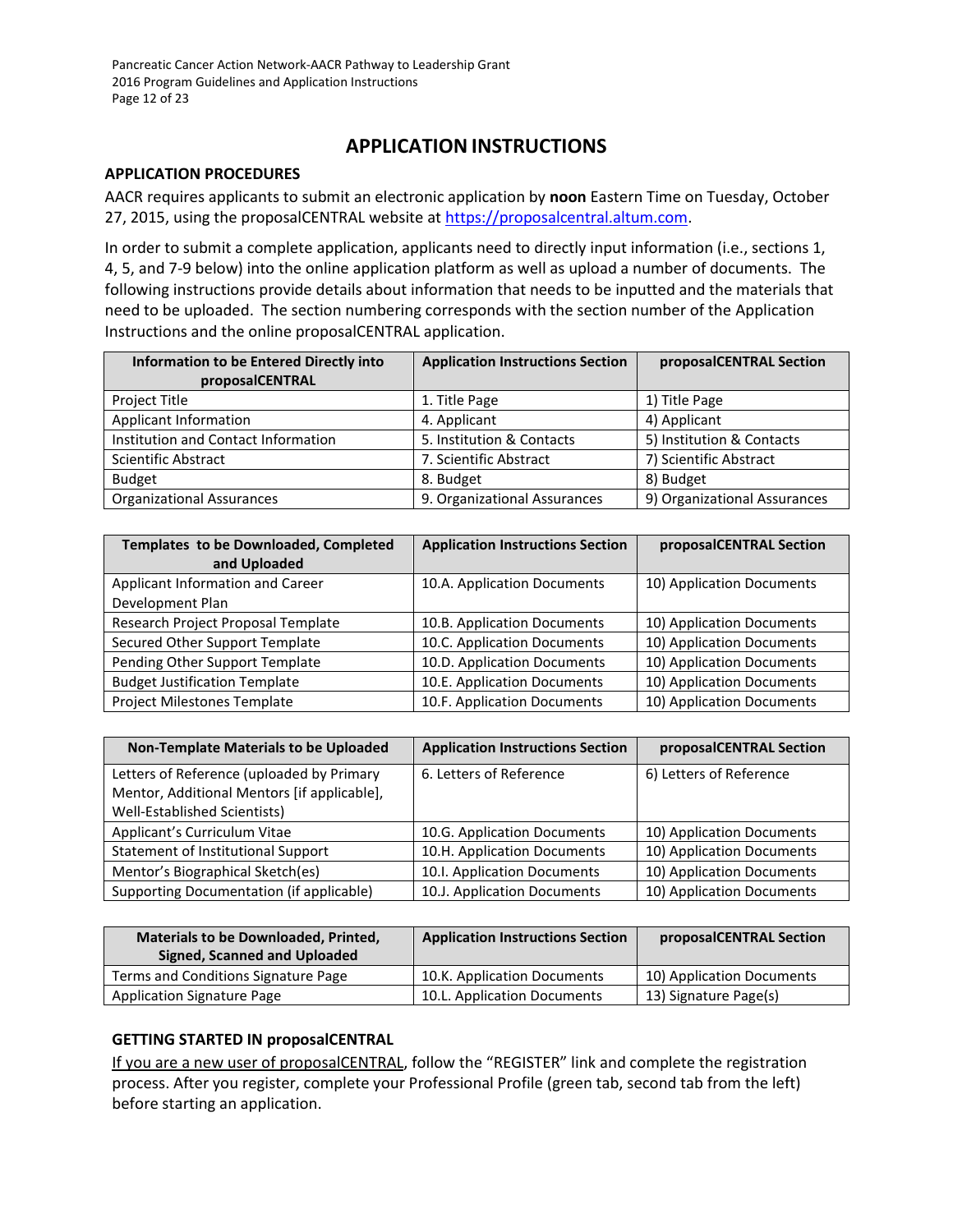## APPLICATION INSTRUCTIONS

### APPLICATION PROCEDURES

AACR requires applicants to submit an electronic application by **noon** Eastern Time on Tuesday, October 27, 2015, using the proposalCENTRAL website at https://proposalcentral.altum.com.

In order to submit a complete application, applicants need to directly input information (i.e., sections 1, 4, 5, and 7-9 below) into the online application platform as well as upload a number of documents. The following instructions provide details about information that needs to be inputted and the materials that need to be uploaded. The section numbering corresponds with the section number of the Application Instructions and the online proposalCENTRAL application.

| Information to be Entered Directly into proposalCENTRAL | Application Instructions Section | proposalCENTRAL Section |
|---|---|---|
| Project Title | 1. Title Page | 1) Title Page |
| Applicant Information | 4. Applicant | 4) Applicant |
| Institution and Contact Information | 5. Institution & Contacts | 5) Institution & Contacts |
| Scientific Abstract | 7. Scientific Abstract | 7) Scientific Abstract |
| Budget | 8. Budget | 8) Budget |
| Organizational Assurances | 9. Organizational Assurances | 9) Organizational Assurances |

| Templates to be Downloaded, Completed and Uploaded | Application Instructions Section | proposalCENTRAL Section |
|---|---|---|
| Applicant Information and Career Development Plan | 10.A. Application Documents | 10) Application Documents |
| Research Project Proposal Template | 10.B. Application Documents | 10) Application Documents |
| Secured Other Support Template | 10.C. Application Documents | 10) Application Documents |
| Pending Other Support Template | 10.D. Application Documents | 10) Application Documents |
| Budget Justification Template | 10.E. Application Documents | 10) Application Documents |
| Project Milestones Template | 10.F. Application Documents | 10) Application Documents |

| Non-Template Materials to be Uploaded | Application Instructions Section | proposalCENTRAL Section |
|---|---|---|
| Letters of Reference (uploaded by Primary Mentor, Additional Mentors [if applicable], Well-Established Scientists) | 6. Letters of Reference | 6) Letters of Reference |
| Applicant's Curriculum Vitae | 10.G. Application Documents | 10) Application Documents |
| Statement of Institutional Support | 10.H. Application Documents | 10) Application Documents |
| Mentor's Biographical Sketch(es) | 10.I. Application Documents | 10) Application Documents |
| Supporting Documentation (if applicable) | 10.J. Application Documents | 10) Application Documents |

| Materials to be Downloaded, Printed, Signed, Scanned and Uploaded | Application Instructions Section | proposalCENTRAL Section |
|---|---|---|
| Terms and Conditions Signature Page | 10.K. Application Documents | 10) Application Documents |
| Application Signature Page | 10.L. Application Documents | 13) Signature Page(s) |

### GETTING STARTED IN proposalCENTRAL

If you are a new user of proposalCENTRAL, follow the "REGISTER" link and complete the registration process. After you register, complete your Professional Profile (green tab, second tab from the left) before starting an application.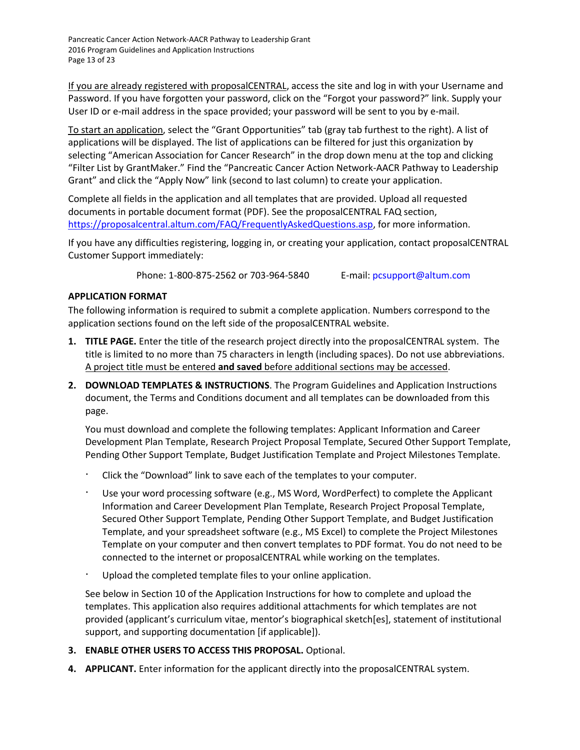<u>If you are already registered with proposalCENTRAL</u>, access the site and log in with your Username and Password. If you have forgotten your password, click on the “Forgot your password?” link. Supply your User ID or e-mail address in the space provided; your password will be sent to you by e-mail.

<u>To start an application</u>, select the “Grant Opportunities” tab (gray tab furthest to the right). A list of applications will be displayed. The list of applications can be filtered for just this organization by selecting “American Association for Cancer Research” in the drop down menu at the top and clicking “Filter List by GrantMaker.” Find the “Pancreatic Cancer Action Network-AACR Pathway to Leadership Grant” and click the “Apply Now” link (second to last column) to create your application.

Complete all fields in the application and all templates that are provided. Upload all requested documents in portable document format (PDF). See the proposalCENTRAL FAQ section, https://proposalcentral.altum.com/FAQ/FrequentlyAskedQuestions.asp, for more information.

If you have any difficulties registering, logging in, or creating your application, contact proposalCENTRAL Customer Support immediately:

Phone: 1-800-875-2562 or 703-964-5840    E-mail: pcsupport@altum.com

**APPLICATION FORMAT**

The following information is required to submit a complete application. Numbers correspond to the application sections found on the left side of the proposalCENTRAL website.

1. **TITLE PAGE.** Enter the title of the research project directly into the proposalCENTRAL system. The title is limited to no more than 75 characters in length (including spaces). Do not use abbreviations. <u>A project title must be entered **and saved** before additional sections may be accessed</u>.

2. **DOWNLOAD TEMPLATES & INSTRUCTIONS**. The Program Guidelines and Application Instructions document, the Terms and Conditions document and all templates can be downloaded from this page.

   You must download and complete the following templates: Applicant Information and Career Development Plan Template, Research Project Proposal Template, Secured Other Support Template, Pending Other Support Template, Budget Justification Template and Project Milestones Template.

   - Click the “Download” link to save each of the templates to your computer.
   - Use your word processing software (e.g., MS Word, WordPerfect) to complete the Applicant Information and Career Development Plan Template, Research Project Proposal Template, Secured Other Support Template, Pending Other Support Template, and Budget Justification Template, and your spreadsheet software (e.g., MS Excel) to complete the Project Milestones Template on your computer and then convert templates to PDF format. You do not need to be connected to the internet or proposalCENTRAL while working on the templates.
   - Upload the completed template files to your online application.

   See below in Section 10 of the Application Instructions for how to complete and upload the templates. This application also requires additional attachments for which templates are not provided (applicant’s curriculum vitae, mentor’s biographical sketch[es], statement of institutional support, and supporting documentation [if applicable]).

3. **ENABLE OTHER USERS TO ACCESS THIS PROPOSAL.** Optional.

4. **APPLICANT.** Enter information for the applicant directly into the proposalCENTRAL system.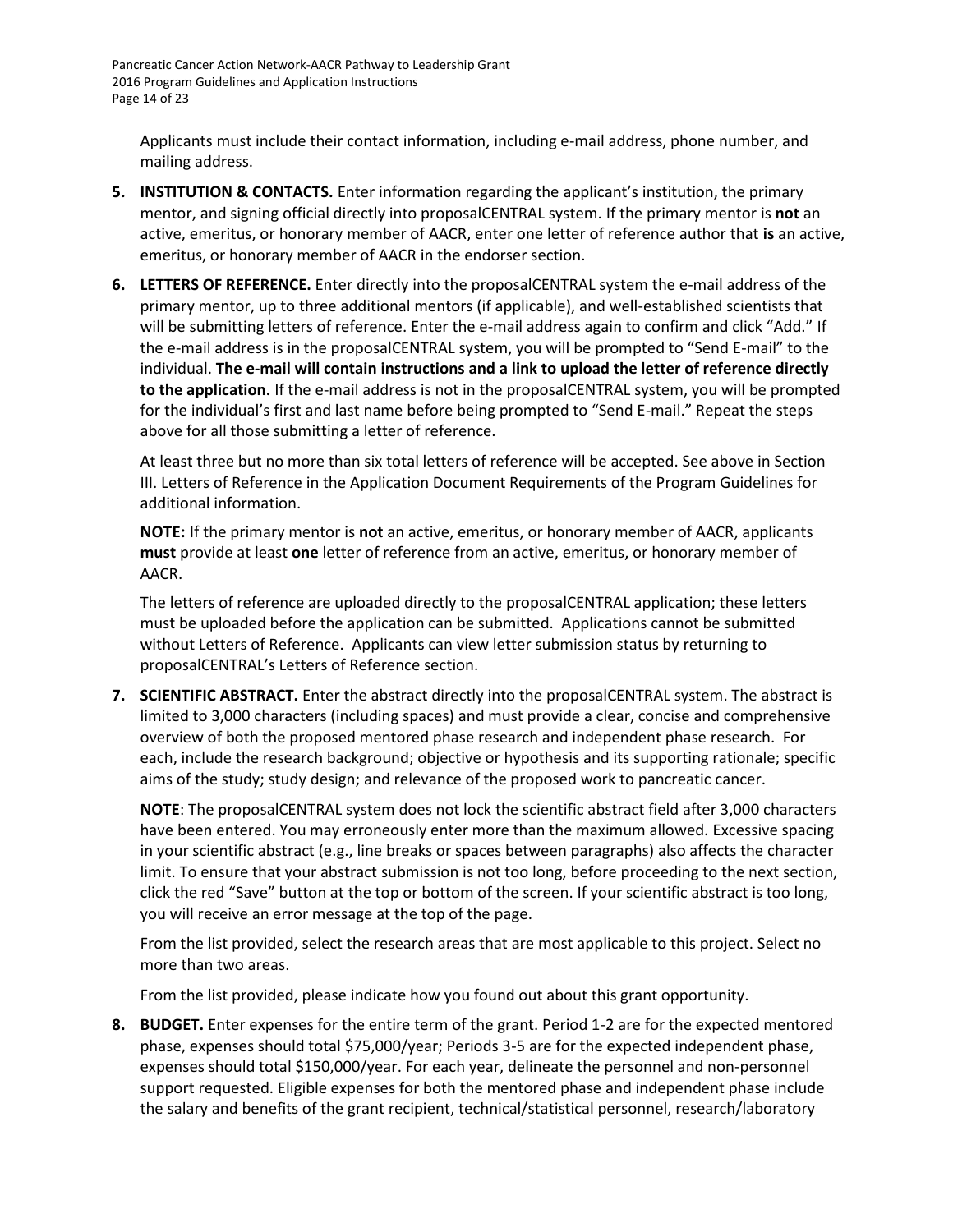Applicants must include their contact information, including e-mail address, phone number, and mailing address.

5. **INSTITUTION & CONTACTS.** Enter information regarding the applicant's institution, the primary mentor, and signing official directly into proposalCENTRAL system. If the primary mentor is **not** an active, emeritus, or honorary member of AACR, enter one letter of reference author that **is** an active, emeritus, or honorary member of AACR in the endorser section.

6. **LETTERS OF REFERENCE.** Enter directly into the proposalCENTRAL system the e-mail address of the primary mentor, up to three additional mentors (if applicable), and well-established scientists that will be submitting letters of reference. Enter the e-mail address again to confirm and click "Add." If the e-mail address is in the proposalCENTRAL system, you will be prompted to "Send E-mail" to the individual. **The e-mail will contain instructions and a link to upload the letter of reference directly to the application.** If the e-mail address is not in the proposalCENTRAL system, you will be prompted for the individual's first and last name before being prompted to "Send E-mail." Repeat the steps above for all those submitting a letter of reference.

   At least three but no more than six total letters of reference will be accepted. See above in Section III. Letters of Reference in the Application Document Requirements of the Program Guidelines for additional information.

   **NOTE:** If the primary mentor is **not** an active, emeritus, or honorary member of AACR, applicants **must** provide at least **one** letter of reference from an active, emeritus, or honorary member of AACR.

   The letters of reference are uploaded directly to the proposalCENTRAL application; these letters must be uploaded before the application can be submitted. Applications cannot be submitted without Letters of Reference. Applicants can view letter submission status by returning to proposalCENTRAL's Letters of Reference section.

7. **SCIENTIFIC ABSTRACT.** Enter the abstract directly into the proposalCENTRAL system. The abstract is limited to 3,000 characters (including spaces) and must provide a clear, concise and comprehensive overview of both the proposed mentored phase research and independent phase research. For each, include the research background; objective or hypothesis and its supporting rationale; specific aims of the study; study design; and relevance of the proposed work to pancreatic cancer.

   **NOTE**: The proposalCENTRAL system does not lock the scientific abstract field after 3,000 characters have been entered. You may erroneously enter more than the maximum allowed. Excessive spacing in your scientific abstract (e.g., line breaks or spaces between paragraphs) also affects the character limit. To ensure that your abstract submission is not too long, before proceeding to the next section, click the red "Save" button at the top or bottom of the screen. If your scientific abstract is too long, you will receive an error message at the top of the page.

   From the list provided, select the research areas that are most applicable to this project. Select no more than two areas.

   From the list provided, please indicate how you found out about this grant opportunity.

8. **BUDGET.** Enter expenses for the entire term of the grant. Period 1-2 are for the expected mentored phase, expenses should total $75,000/year; Periods 3-5 are for the expected independent phase, expenses should total $150,000/year. For each year, delineate the personnel and non-personnel support requested. Eligible expenses for both the mentored phase and independent phase include the salary and benefits of the grant recipient, technical/statistical personnel, research/laboratory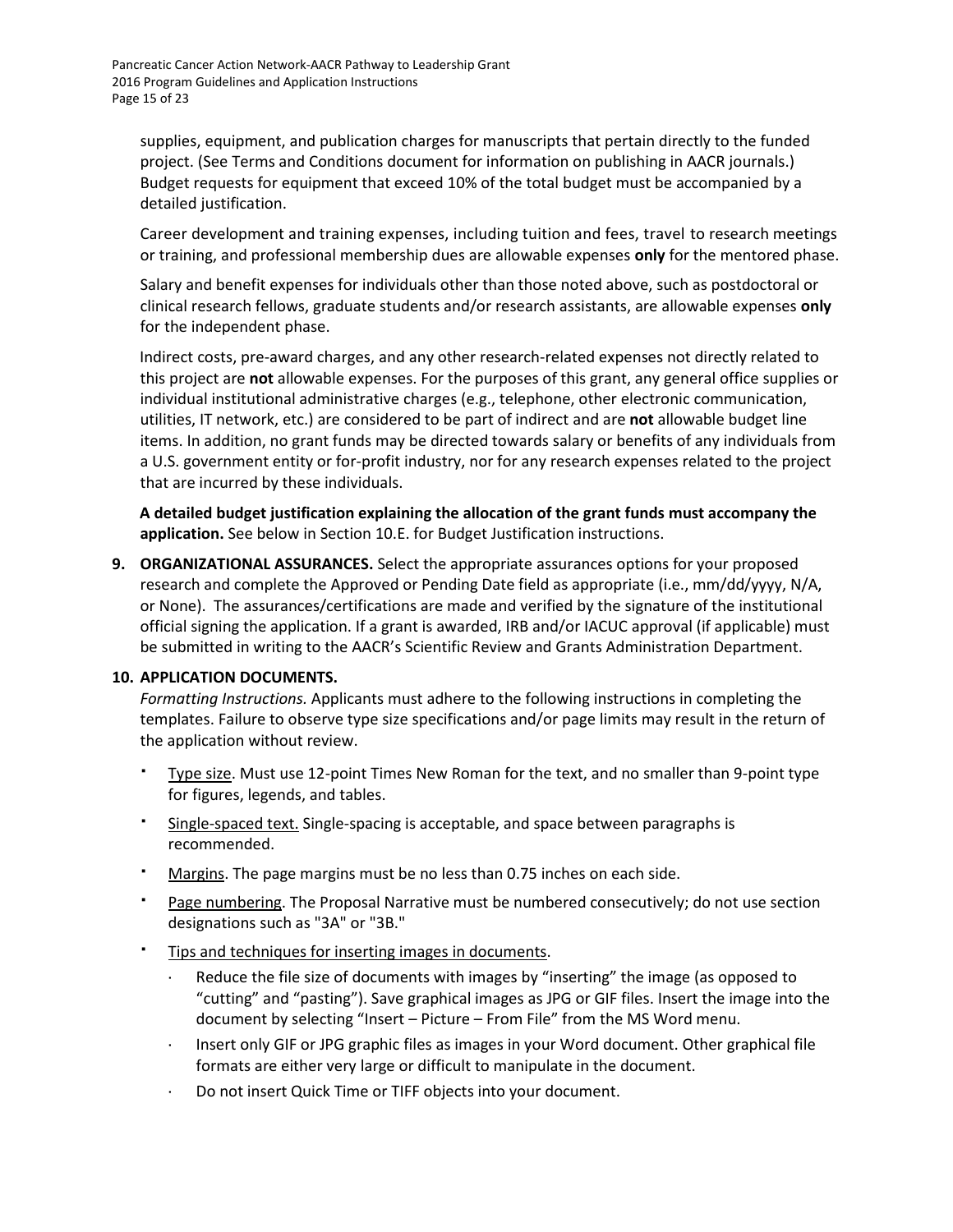supplies, equipment, and publication charges for manuscripts that pertain directly to the funded project. (See Terms and Conditions document for information on publishing in AACR journals.) Budget requests for equipment that exceed 10% of the total budget must be accompanied by a detailed justification.

Career development and training expenses, including tuition and fees, travel to research meetings or training, and professional membership dues are allowable expenses **only** for the mentored phase.

Salary and benefit expenses for individuals other than those noted above, such as postdoctoral or clinical research fellows, graduate students and/or research assistants, are allowable expenses **only** for the independent phase.

Indirect costs, pre-award charges, and any other research-related expenses not directly related to this project are **not** allowable expenses. For the purposes of this grant, any general office supplies or individual institutional administrative charges (e.g., telephone, other electronic communication, utilities, IT network, etc.) are considered to be part of indirect and are **not** allowable budget line items. In addition, no grant funds may be directed towards salary or benefits of any individuals from a U.S. government entity or for-profit industry, nor for any research expenses related to the project that are incurred by these individuals.

**A detailed budget justification explaining the allocation of the grant funds must accompany the application.** See below in Section 10.E. for Budget Justification instructions.

**9. ORGANIZATIONAL ASSURANCES.** Select the appropriate assurances options for your proposed research and complete the Approved or Pending Date field as appropriate (i.e., mm/dd/yyyy, N/A, or None). The assurances/certifications are made and verified by the signature of the institutional official signing the application. If a grant is awarded, IRB and/or IACUC approval (if applicable) must be submitted in writing to the AACR's Scientific Review and Grants Administration Department.

**10. APPLICATION DOCUMENTS.**

*Formatting Instructions.* Applicants must adhere to the following instructions in completing the templates. Failure to observe type size specifications and/or page limits may result in the return of the application without review.

- Type size. Must use 12-point Times New Roman for the text, and no smaller than 9-point type for figures, legends, and tables.
- Single-spaced text. Single-spacing is acceptable, and space between paragraphs is recommended.
- Margins. The page margins must be no less than 0.75 inches on each side.
- Page numbering. The Proposal Narrative must be numbered consecutively; do not use section designations such as "3A" or "3B."
- Tips and techniques for inserting images in documents.
  - Reduce the file size of documents with images by "inserting" the image (as opposed to "cutting" and "pasting"). Save graphical images as JPG or GIF files. Insert the image into the document by selecting "Insert – Picture – From File" from the MS Word menu.
  - Insert only GIF or JPG graphic files as images in your Word document. Other graphical file formats are either very large or difficult to manipulate in the document.
  - Do not insert Quick Time or TIFF objects into your document.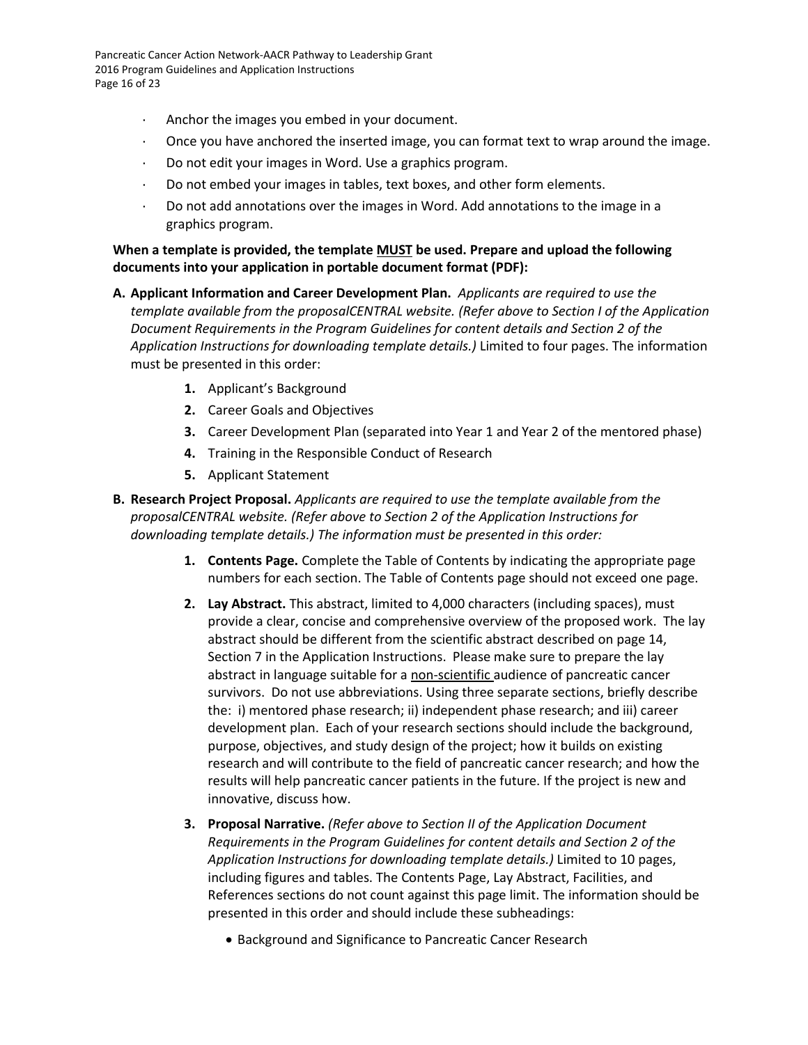- Anchor the images you embed in your document.
- Once you have anchored the inserted image, you can format text to wrap around the image.
- Do not edit your images in Word. Use a graphics program.
- Do not embed your images in tables, text boxes, and other form elements.
- Do not add annotations over the images in Word. Add annotations to the image in a graphics program.

**When a template is provided, the template MUST be used. Prepare and upload the following documents into your application in portable document format (PDF):**

**A. Applicant Information and Career Development Plan.** *Applicants are required to use the template available from the proposalCENTRAL website. (Refer above to Section I of the Application Document Requirements in the Program Guidelines for content details and Section 2 of the Application Instructions for downloading template details.)* Limited to four pages. The information must be presented in this order:

1. Applicant's Background
2. Career Goals and Objectives
3. Career Development Plan (separated into Year 1 and Year 2 of the mentored phase)
4. Training in the Responsible Conduct of Research
5. Applicant Statement

**B. Research Project Proposal.** *Applicants are required to use the template available from the proposalCENTRAL website. (Refer above to Section 2 of the Application Instructions for downloading template details.) The information must be presented in this order:*

1. **Contents Page.** Complete the Table of Contents by indicating the appropriate page numbers for each section. The Table of Contents page should not exceed one page.
2. **Lay Abstract.** This abstract, limited to 4,000 characters (including spaces), must provide a clear, concise and comprehensive overview of the proposed work. The lay abstract should be different from the scientific abstract described on page 14, Section 7 in the Application Instructions. Please make sure to prepare the lay abstract in language suitable for a non-scientific audience of pancreatic cancer survivors. Do not use abbreviations. Using three separate sections, briefly describe the: i) mentored phase research; ii) independent phase research; and iii) career development plan. Each of your research sections should include the background, purpose, objectives, and study design of the project; how it builds on existing research and will contribute to the field of pancreatic cancer research; and how the results will help pancreatic cancer patients in the future. If the project is new and innovative, discuss how.
3. **Proposal Narrative.** *(Refer above to Section II of the Application Document Requirements in the Program Guidelines for content details and Section 2 of the Application Instructions for downloading template details.)* Limited to 10 pages, including figures and tables. The Contents Page, Lay Abstract, Facilities, and References sections do not count against this page limit. The information should be presented in this order and should include these subheadings:
   - Background and Significance to Pancreatic Cancer Research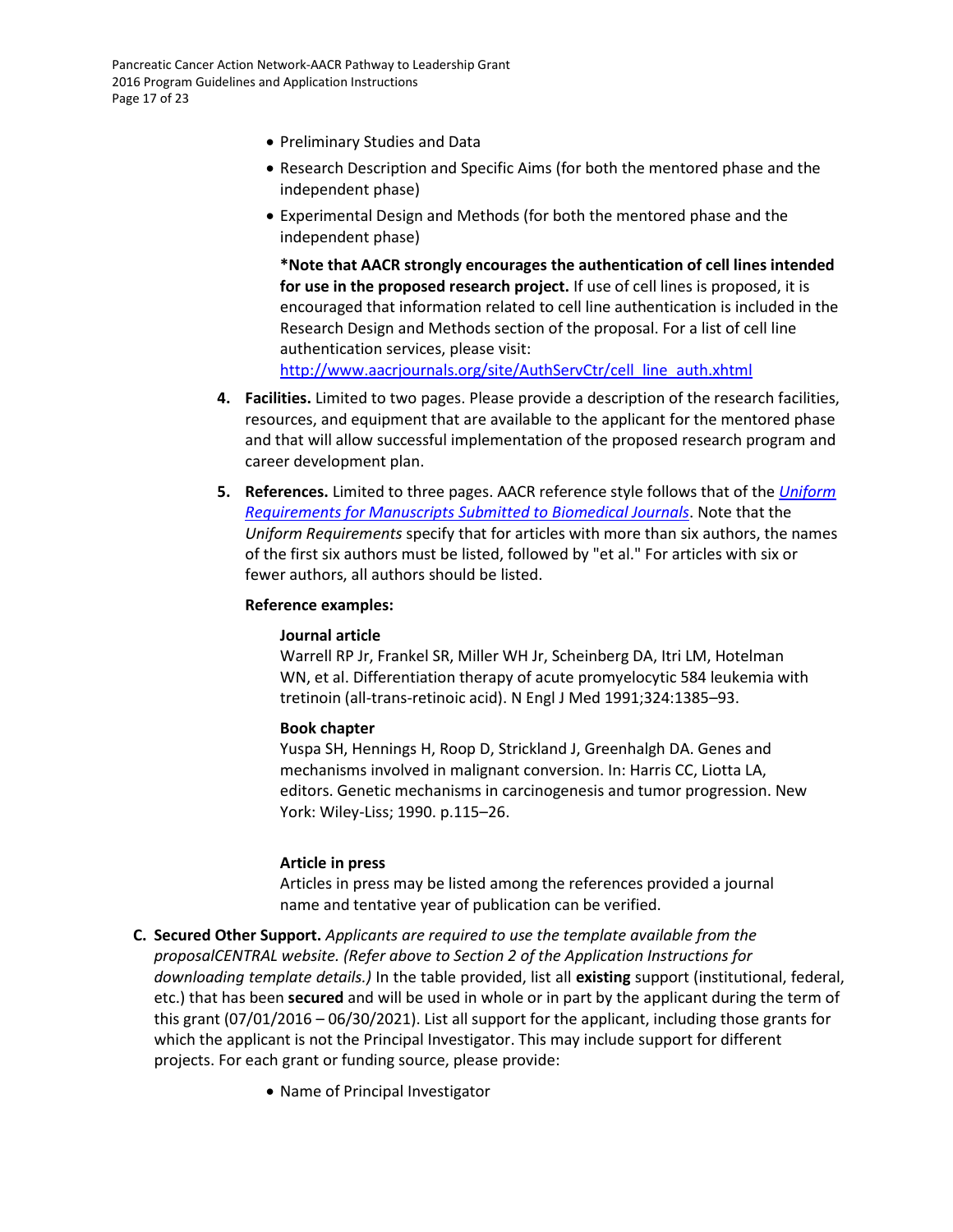- Preliminary Studies and Data
- Research Description and Specific Aims (for both the mentored phase and the independent phase)
- Experimental Design and Methods (for both the mentored phase and the independent phase)

  ***Note that AACR strongly encourages the authentication of cell lines intended for use in the proposed research project.** If use of cell lines is proposed, it is encouraged that information related to cell line authentication is included in the Research Design and Methods section of the proposal. For a list of cell line authentication services, please visit: [http://www.aacrjournals.org/site/AuthServCtr/cell_line_auth.xhtml](http://www.aacrjournals.org/site/AuthServCtr/cell_line_auth.xhtml)

4. **Facilities.** Limited to two pages. Please provide a description of the research facilities, resources, and equipment that are available to the applicant for the mentored phase and that will allow successful implementation of the proposed research program and career development plan.

5. **References.** Limited to three pages. AACR reference style follows that of the *Uniform Requirements for Manuscripts Submitted to Biomedical Journals*. Note that the *Uniform Requirements* specify that for articles with more than six authors, the names of the first six authors must be listed, followed by "et al." For articles with six or fewer authors, all authors should be listed.

   **Reference examples:**

   **Journal article**
   Warrell RP Jr, Frankel SR, Miller WH Jr, Scheinberg DA, Itri LM, Hotelman WN, et al. Differentiation therapy of acute promyelocytic 584 leukemia with tretinoin (all-trans-retinoic acid). N Engl J Med 1991;324:1385–93.

   **Book chapter**
   Yuspa SH, Hennings H, Roop D, Strickland J, Greenhalgh DA. Genes and mechanisms involved in malignant conversion. In: Harris CC, Liotta LA, editors. Genetic mechanisms in carcinogenesis and tumor progression. New York: Wiley-Liss; 1990. p.115–26.

   **Article in press**
   Articles in press may be listed among the references provided a journal name and tentative year of publication can be verified.

C. **Secured Other Support.** *Applicants are required to use the template available from the proposalCENTRAL website. (Refer above to Section 2 of the Application Instructions for downloading template details.)* In the table provided, list all **existing** support (institutional, federal, etc.) that has been **secured** and will be used in whole or in part by the applicant during the term of this grant (07/01/2016 – 06/30/2021). List all support for the applicant, including those grants for which the applicant is not the Principal Investigator. This may include support for different projects. For each grant or funding source, please provide:

   - Name of Principal Investigator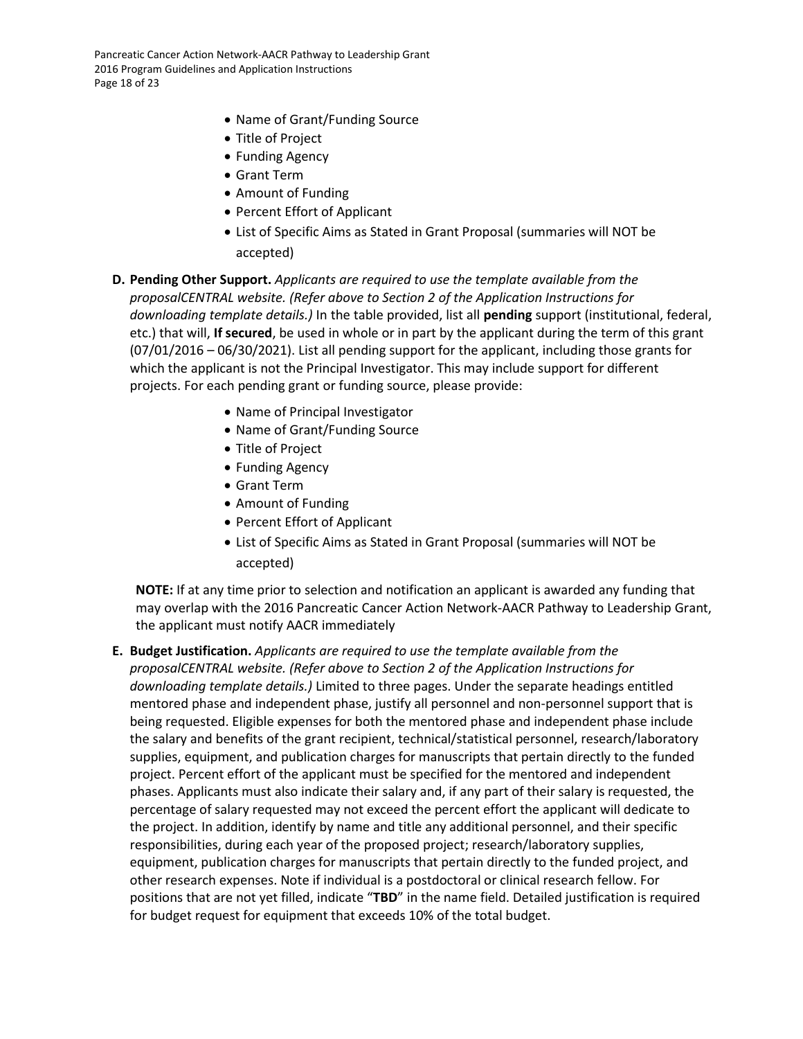- Name of Grant/Funding Source
- Title of Project
- Funding Agency
- Grant Term
- Amount of Funding
- Percent Effort of Applicant
- List of Specific Aims as Stated in Grant Proposal (summaries will NOT be accepted)

**D. Pending Other Support.** *Applicants are required to use the template available from the proposalCENTRAL website. (Refer above to Section 2 of the Application Instructions for downloading template details.)* In the table provided, list all **pending** support (institutional, federal, etc.) that will, **If secured**, be used in whole or in part by the applicant during the term of this grant (07/01/2016 – 06/30/2021). List all pending support for the applicant, including those grants for which the applicant is not the Principal Investigator. This may include support for different projects. For each pending grant or funding source, please provide:

- Name of Principal Investigator
- Name of Grant/Funding Source
- Title of Project
- Funding Agency
- Grant Term
- Amount of Funding
- Percent Effort of Applicant
- List of Specific Aims as Stated in Grant Proposal (summaries will NOT be accepted)

**NOTE:** If at any time prior to selection and notification an applicant is awarded any funding that may overlap with the 2016 Pancreatic Cancer Action Network-AACR Pathway to Leadership Grant, the applicant must notify AACR immediately

**E. Budget Justification.** *Applicants are required to use the template available from the proposalCENTRAL website. (Refer above to Section 2 of the Application Instructions for downloading template details.)* Limited to three pages. Under the separate headings entitled mentored phase and independent phase, justify all personnel and non-personnel support that is being requested. Eligible expenses for both the mentored phase and independent phase include the salary and benefits of the grant recipient, technical/statistical personnel, research/laboratory supplies, equipment, and publication charges for manuscripts that pertain directly to the funded project. Percent effort of the applicant must be specified for the mentored and independent phases. Applicants must also indicate their salary and, if any part of their salary is requested, the percentage of salary requested may not exceed the percent effort the applicant will dedicate to the project. In addition, identify by name and title any additional personnel, and their specific responsibilities, during each year of the proposed project; research/laboratory supplies, equipment, publication charges for manuscripts that pertain directly to the funded project, and other research expenses. Note if individual is a postdoctoral or clinical research fellow. For positions that are not yet filled, indicate "**TBD**" in the name field. Detailed justification is required for budget request for equipment that exceeds 10% of the total budget.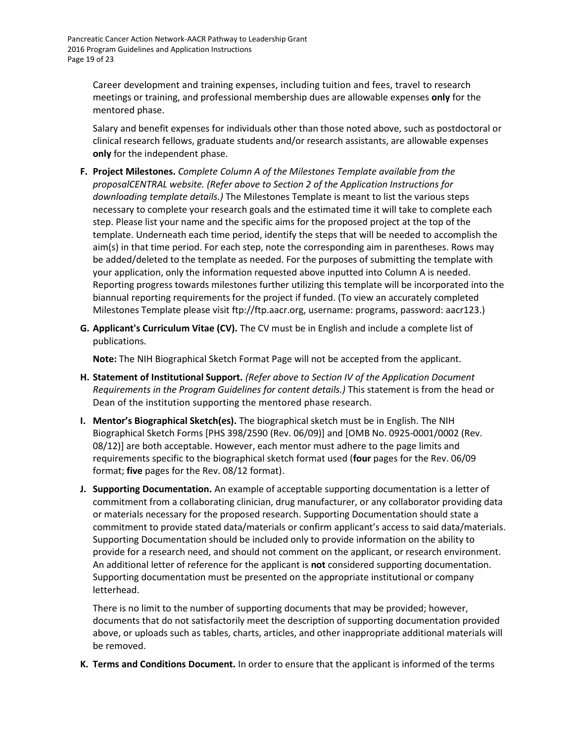Career development and training expenses, including tuition and fees, travel to research meetings or training, and professional membership dues are allowable expenses **only** for the mentored phase.

Salary and benefit expenses for individuals other than those noted above, such as postdoctoral or clinical research fellows, graduate students and/or research assistants, are allowable expenses **only** for the independent phase.

F. **Project Milestones.** *Complete Column A of the Milestones Template available from the proposalCENTRAL website. (Refer above to Section 2 of the Application Instructions for downloading template details.)* The Milestones Template is meant to list the various steps necessary to complete your research goals and the estimated time it will take to complete each step. Please list your name and the specific aims for the proposed project at the top of the template. Underneath each time period, identify the steps that will be needed to accomplish the aim(s) in that time period. For each step, note the corresponding aim in parentheses. Rows may be added/deleted to the template as needed. For the purposes of submitting the template with your application, only the information requested above inputted into Column A is needed. Reporting progress towards milestones further utilizing this template will be incorporated into the biannual reporting requirements for the project if funded. (To view an accurately completed Milestones Template please visit ftp://ftp.aacr.org, username: programs, password: aacr123.)

G. **Applicant's Curriculum Vitae (CV).** The CV must be in English and include a complete list of publications.

   **Note:** The NIH Biographical Sketch Format Page will not be accepted from the applicant.

H. **Statement of Institutional Support.** *(Refer above to Section IV of the Application Document Requirements in the Program Guidelines for content details.)* This statement is from the head or Dean of the institution supporting the mentored phase research.

I. **Mentor's Biographical Sketch(es).** The biographical sketch must be in English. The NIH Biographical Sketch Forms [PHS 398/2590 (Rev. 06/09)] and [OMB No. 0925-0001/0002 (Rev. 08/12)] are both acceptable. However, each mentor must adhere to the page limits and requirements specific to the biographical sketch format used (**four** pages for the Rev. 06/09 format; **five** pages for the Rev. 08/12 format).

J. **Supporting Documentation.** An example of acceptable supporting documentation is a letter of commitment from a collaborating clinician, drug manufacturer, or any collaborator providing data or materials necessary for the proposed research. Supporting Documentation should state a commitment to provide stated data/materials or confirm applicant's access to said data/materials. Supporting Documentation should be included only to provide information on the ability to provide for a research need, and should not comment on the applicant, or research environment. An additional letter of reference for the applicant is **not** considered supporting documentation. Supporting documentation must be presented on the appropriate institutional or company letterhead.

   There is no limit to the number of supporting documents that may be provided; however, documents that do not satisfactorily meet the description of supporting documentation provided above, or uploads such as tables, charts, articles, and other inappropriate additional materials will be removed.

K. **Terms and Conditions Document.** In order to ensure that the applicant is informed of the terms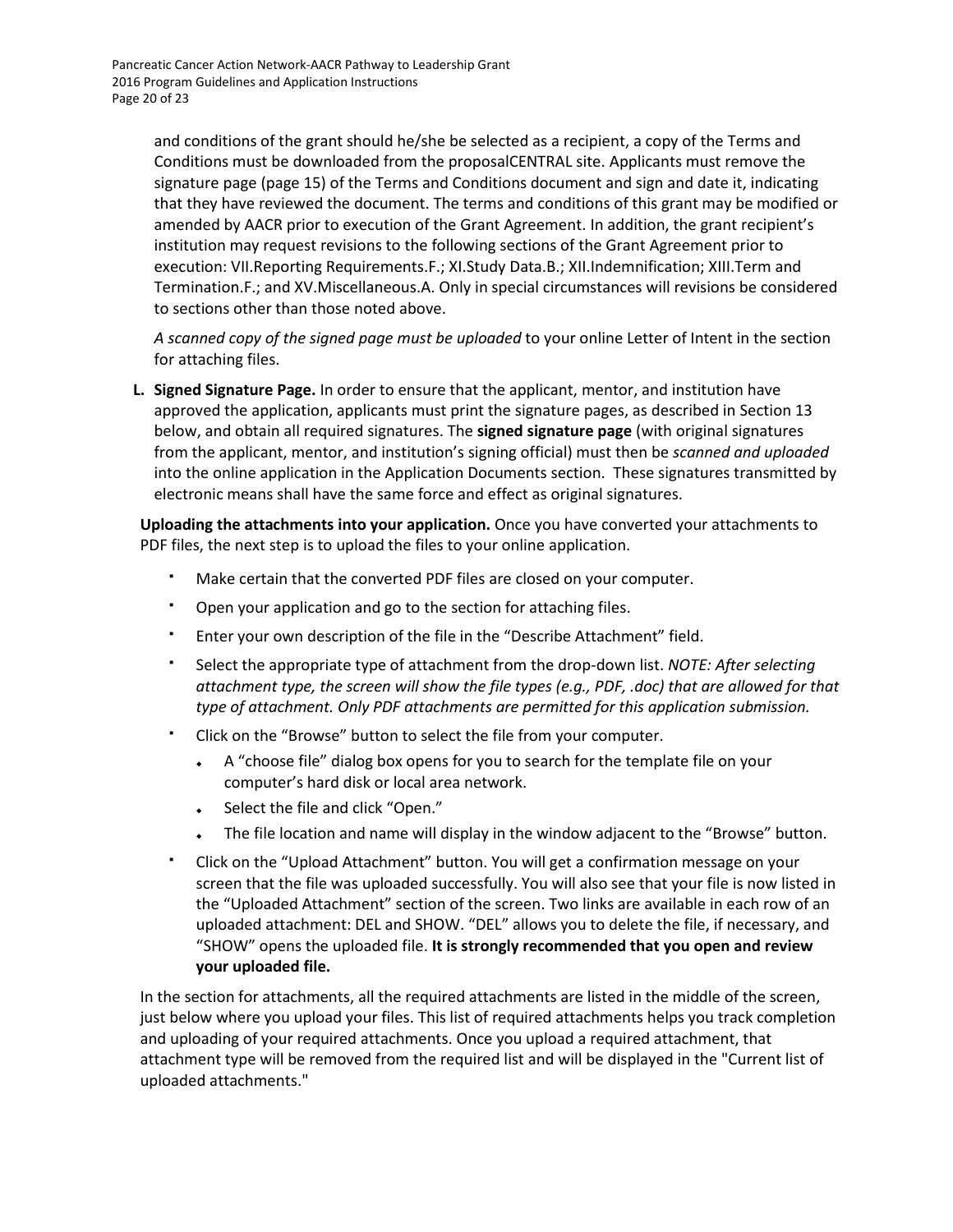and conditions of the grant should he/she be selected as a recipient, a copy of the Terms and Conditions must be downloaded from the proposalCENTRAL site. Applicants must remove the signature page (page 15) of the Terms and Conditions document and sign and date it, indicating that they have reviewed the document. The terms and conditions of this grant may be modified or amended by AACR prior to execution of the Grant Agreement. In addition, the grant recipient's institution may request revisions to the following sections of the Grant Agreement prior to execution: VII.Reporting Requirements.F.; XI.Study Data.B.; XII.Indemnification; XIII.Term and Termination.F.; and XV.Miscellaneous.A. Only in special circumstances will revisions be considered to sections other than those noted above.

*A scanned copy of the signed page must be uploaded* to your online Letter of Intent in the section for attaching files.

L. **Signed Signature Page.** In order to ensure that the applicant, mentor, and institution have approved the application, applicants must print the signature pages, as described in Section 13 below, and obtain all required signatures. The **signed signature page** (with original signatures from the applicant, mentor, and institution's signing official) must then be *scanned and uploaded* into the online application in the Application Documents section. These signatures transmitted by electronic means shall have the same force and effect as original signatures.

**Uploading the attachments into your application.** Once you have converted your attachments to PDF files, the next step is to upload the files to your online application.

- Make certain that the converted PDF files are closed on your computer.
- Open your application and go to the section for attaching files.
- Enter your own description of the file in the "Describe Attachment" field.
- Select the appropriate type of attachment from the drop-down list. *NOTE: After selecting attachment type, the screen will show the file types (e.g., PDF, .doc) that are allowed for that type of attachment. Only PDF attachments are permitted for this application submission.*
- Click on the "Browse" button to select the file from your computer.
    - A "choose file" dialog box opens for you to search for the template file on your computer's hard disk or local area network.
    - Select the file and click "Open."
    - The file location and name will display in the window adjacent to the "Browse" button.
- Click on the "Upload Attachment" button. You will get a confirmation message on your screen that the file was uploaded successfully. You will also see that your file is now listed in the "Uploaded Attachment" section of the screen. Two links are available in each row of an uploaded attachment: DEL and SHOW. "DEL" allows you to delete the file, if necessary, and "SHOW" opens the uploaded file. **It is strongly recommended that you open and review your uploaded file.**

In the section for attachments, all the required attachments are listed in the middle of the screen, just below where you upload your files. This list of required attachments helps you track completion and uploading of your required attachments. Once you upload a required attachment, that attachment type will be removed from the required list and will be displayed in the "Current list of uploaded attachments."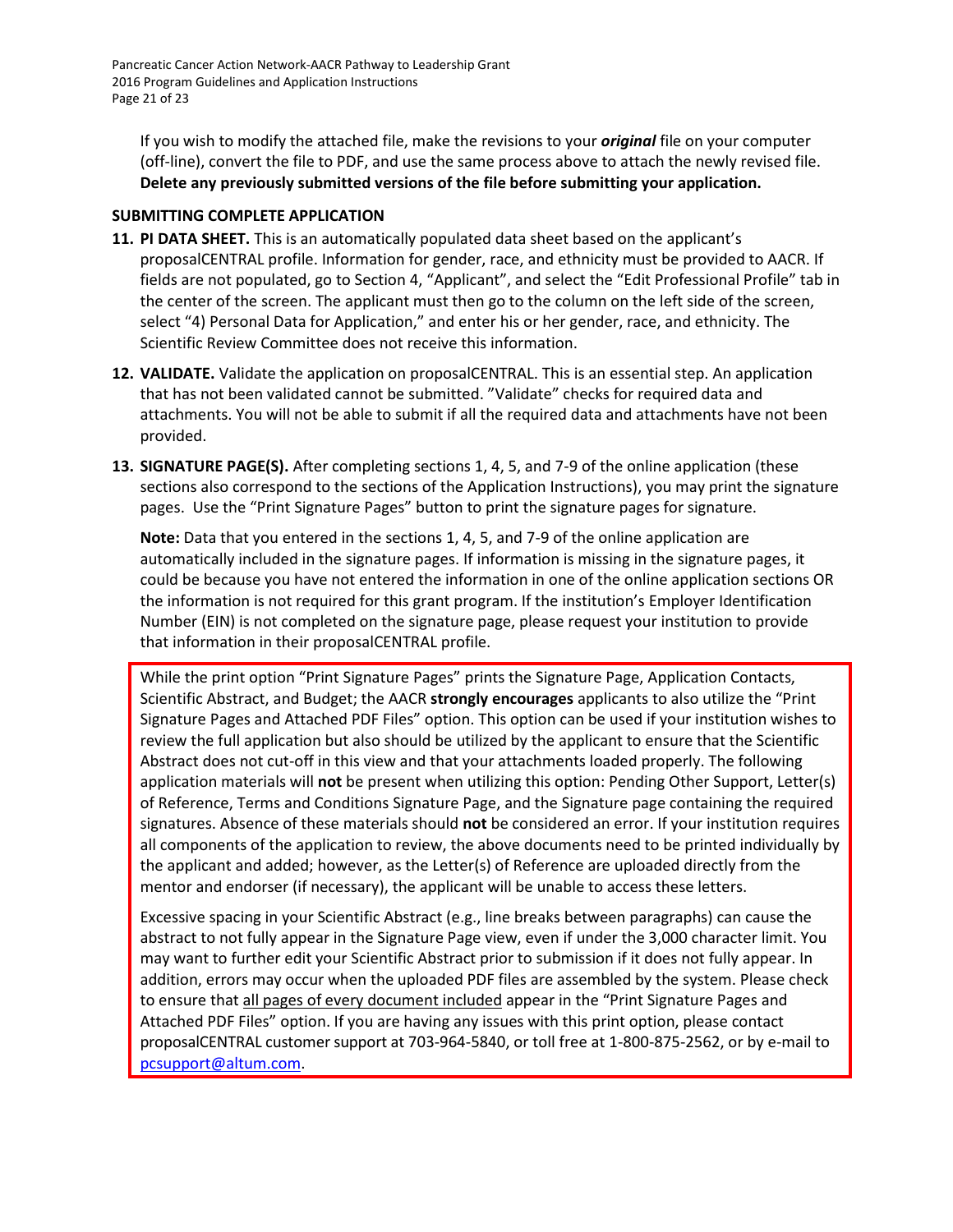If you wish to modify the attached file, make the revisions to your ***original*** file on your computer (off-line), convert the file to PDF, and use the same process above to attach the newly revised file. **Delete any previously submitted versions of the file before submitting your application.**

**SUBMITTING COMPLETE APPLICATION**

11. **PI DATA SHEET.** This is an automatically populated data sheet based on the applicant's proposalCENTRAL profile. Information for gender, race, and ethnicity must be provided to AACR. If fields are not populated, go to Section 4, "Applicant", and select the "Edit Professional Profile" tab in the center of the screen. The applicant must then go to the column on the left side of the screen, select "4) Personal Data for Application," and enter his or her gender, race, and ethnicity. The Scientific Review Committee does not receive this information.

12. **VALIDATE.** Validate the application on proposalCENTRAL. This is an essential step. An application that has not been validated cannot be submitted. "Validate" checks for required data and attachments. You will not be able to submit if all the required data and attachments have not been provided.

13. **SIGNATURE PAGE(S).** After completing sections 1, 4, 5, and 7-9 of the online application (these sections also correspond to the sections of the Application Instructions), you may print the signature pages. Use the "Print Signature Pages" button to print the signature pages for signature.

    **Note:** Data that you entered in the sections 1, 4, 5, and 7-9 of the online application are automatically included in the signature pages. If information is missing in the signature pages, it could be because you have not entered the information in one of the online application sections OR the information is not required for this grant program. If the institution's Employer Identification Number (EIN) is not completed on the signature page, please request your institution to provide that information in their proposalCENTRAL profile.

    While the print option "Print Signature Pages" prints the Signature Page, Application Contacts, Scientific Abstract, and Budget; the AACR **strongly encourages** applicants to also utilize the "Print Signature Pages and Attached PDF Files" option. This option can be used if your institution wishes to review the full application but also should be utilized by the applicant to ensure that the Scientific Abstract does not cut-off in this view and that your attachments loaded properly. The following application materials will **not** be present when utilizing this option: Pending Other Support, Letter(s) of Reference, Terms and Conditions Signature Page, and the Signature page containing the required signatures. Absence of these materials should **not** be considered an error. If your institution requires all components of the application to review, the above documents need to be printed individually by the applicant and added; however, as the Letter(s) of Reference are uploaded directly from the mentor and endorser (if necessary), the applicant will be unable to access these letters.

    Excessive spacing in your Scientific Abstract (e.g., line breaks between paragraphs) can cause the abstract to not fully appear in the Signature Page view, even if under the 3,000 character limit. You may want to further edit your Scientific Abstract prior to submission if it does not fully appear. In addition, errors may occur when the uploaded PDF files are assembled by the system. Please check to ensure that all pages of every document included appear in the "Print Signature Pages and Attached PDF Files" option. If you are having any issues with this print option, please contact proposalCENTRAL customer support at 703-964-5840, or toll free at 1-800-875-2562, or by e-mail to pcsupport@altum.com.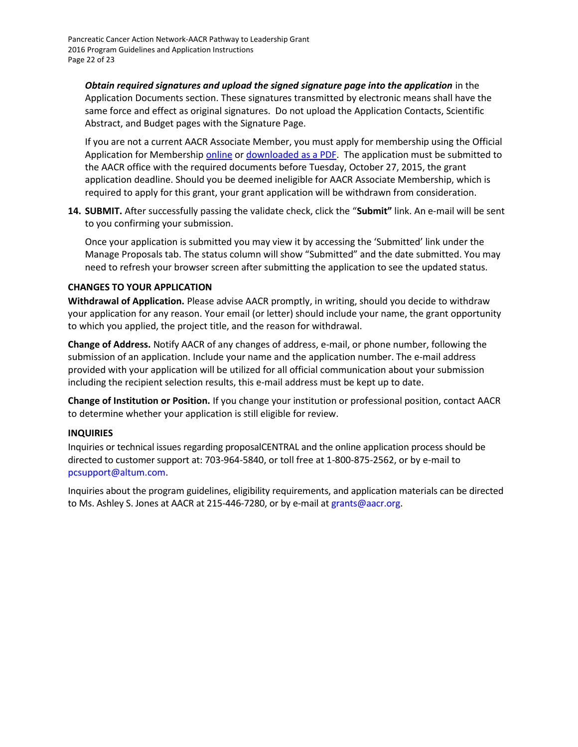***Obtain required signatures and upload the signed signature page into the application*** in the Application Documents section. These signatures transmitted by electronic means shall have the same force and effect as original signatures. Do not upload the Application Contacts, Scientific Abstract, and Budget pages with the Signature Page.

If you are not a current AACR Associate Member, you must apply for membership using the Official Application for Membership online or downloaded as a PDF. The application must be submitted to the AACR office with the required documents before Tuesday, October 27, 2015, the grant application deadline. Should you be deemed ineligible for AACR Associate Membership, which is required to apply for this grant, your grant application will be withdrawn from consideration.

14. **SUBMIT.** After successfully passing the validate check, click the "**Submit**" link. An e-mail will be sent to you confirming your submission.

    Once your application is submitted you may view it by accessing the 'Submitted' link under the Manage Proposals tab. The status column will show "Submitted" and the date submitted. You may need to refresh your browser screen after submitting the application to see the updated status.

## CHANGES TO YOUR APPLICATION

**Withdrawal of Application.** Please advise AACR promptly, in writing, should you decide to withdraw your application for any reason. Your email (or letter) should include your name, the grant opportunity to which you applied, the project title, and the reason for withdrawal.

**Change of Address.** Notify AACR of any changes of address, e-mail, or phone number, following the submission of an application. Include your name and the application number. The e-mail address provided with your application will be utilized for all official communication about your submission including the recipient selection results, this e-mail address must be kept up to date.

**Change of Institution or Position.** If you change your institution or professional position, contact AACR to determine whether your application is still eligible for review.

## INQUIRIES

Inquiries or technical issues regarding proposalCENTRAL and the online application process should be directed to customer support at: 703-964-5840, or toll free at 1-800-875-2562, or by e-mail to pcsupport@altum.com.

Inquiries about the program guidelines, eligibility requirements, and application materials can be directed to Ms. Ashley S. Jones at AACR at 215-446-7280, or by e-mail at grants@aacr.org.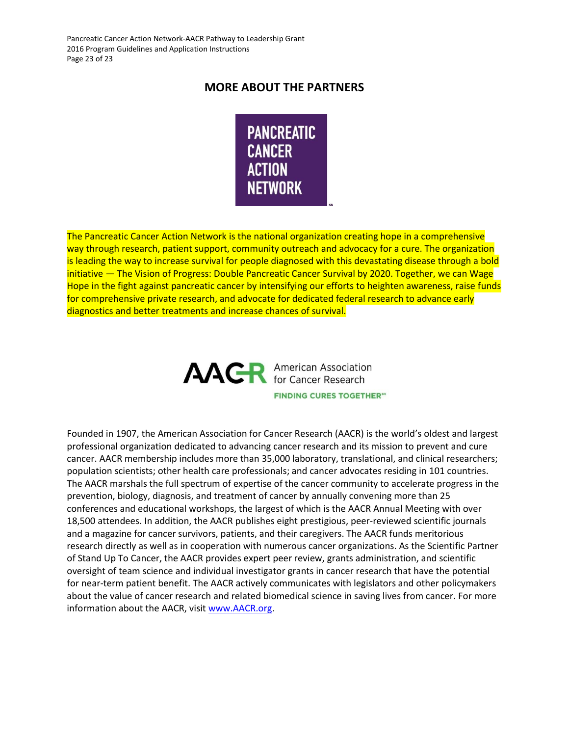## MORE ABOUT THE PARTNERS

The Pancreatic Cancer Action Network is the national organization creating hope in a comprehensive way through research, patient support, community outreach and advocacy for a cure. The organization is leading the way to increase survival for people diagnosed with this devastating disease through a bold initiative — The Vision of Progress: Double Pancreatic Cancer Survival by 2020. Together, we can Wage Hope in the fight against pancreatic cancer by intensifying our efforts to heighten awareness, raise funds for comprehensive private research, and advocate for dedicated federal research to advance early diagnostics and better treatments and increase chances of survival.

Founded in 1907, the American Association for Cancer Research (AACR) is the world's oldest and largest professional organization dedicated to advancing cancer research and its mission to prevent and cure cancer. AACR membership includes more than 35,000 laboratory, translational, and clinical researchers; population scientists; other health care professionals; and cancer advocates residing in 101 countries. The AACR marshals the full spectrum of expertise of the cancer community to accelerate progress in the prevention, biology, diagnosis, and treatment of cancer by annually convening more than 25 conferences and educational workshops, the largest of which is the AACR Annual Meeting with over 18,500 attendees. In addition, the AACR publishes eight prestigious, peer-reviewed scientific journals and a magazine for cancer survivors, patients, and their caregivers. The AACR funds meritorious research directly as well as in cooperation with numerous cancer organizations. As the Scientific Partner of Stand Up To Cancer, the AACR provides expert peer review, grants administration, and scientific oversight of team science and individual investigator grants in cancer research that have the potential for near-term patient benefit. The AACR actively communicates with legislators and other policymakers about the value of cancer research and related biomedical science in saving lives from cancer. For more information about the AACR, visit www.AACR.org.